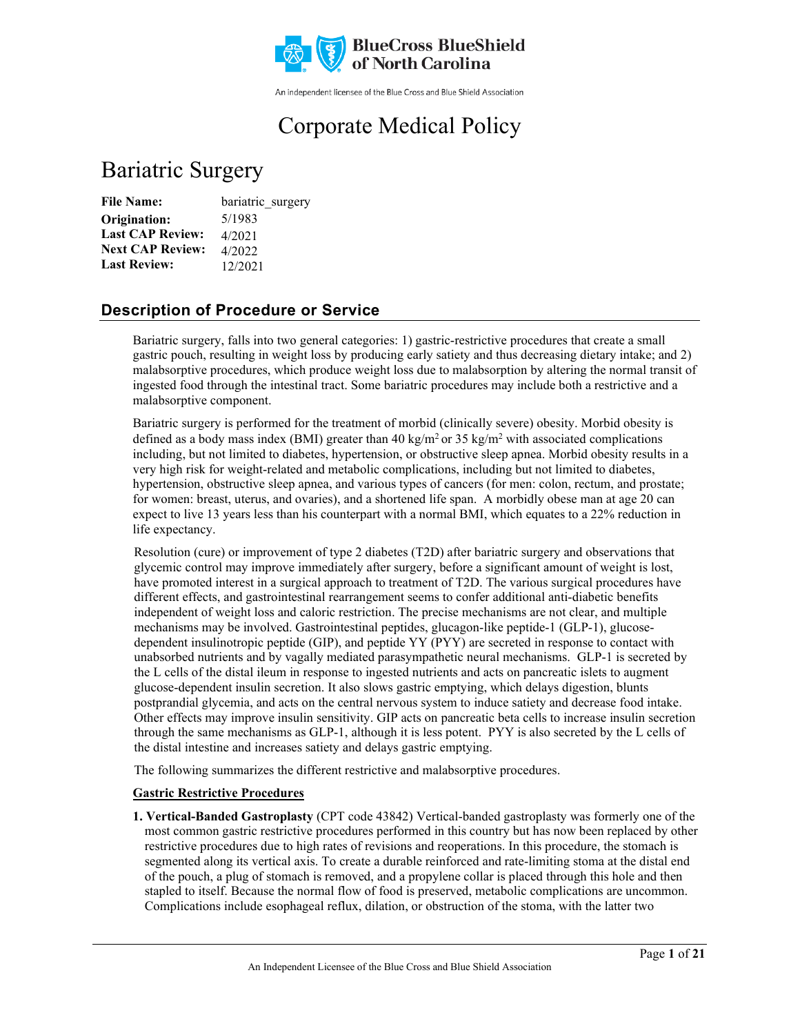BlueCross BlueShield of North Carolina

An independent licensee of the Blue Cross and Blue Shield Association

# Corporate Medical Policy

# Bariatric Surgery

**File Name:** bariatric_surgery
**Origination:** 5/1983
**Last CAP Review:** 4/2021
**Next CAP Review:** 4/2022
**Last Review:** 12/2021

## Description of Procedure or Service

Bariatric surgery, falls into two general categories: 1) gastric-restrictive procedures that create a small gastric pouch, resulting in weight loss by producing early satiety and thus decreasing dietary intake; and 2) malabsorptive procedures, which produce weight loss due to malabsorption by altering the normal transit of ingested food through the intestinal tract. Some bariatric procedures may include both a restrictive and a malabsorptive component.

Bariatric surgery is performed for the treatment of morbid (clinically severe) obesity. Morbid obesity is defined as a body mass index (BMI) greater than 40 $kg/m^2$ or 35 $kg/m^2$ with associated complications including, but not limited to diabetes, hypertension, or obstructive sleep apnea. Morbid obesity results in a very high risk for weight-related and metabolic complications, including but not limited to diabetes, hypertension, obstructive sleep apnea, and various types of cancers (for men: colon, rectum, and prostate; for women: breast, uterus, and ovaries), and a shortened life span. A morbidly obese man at age 20 can expect to live 13 years less than his counterpart with a normal BMI, which equates to a 22% reduction in life expectancy.

Resolution (cure) or improvement of type 2 diabetes (T2D) after bariatric surgery and observations that glycemic control may improve immediately after surgery, before a significant amount of weight is lost, have promoted interest in a surgical approach to treatment of T2D. The various surgical procedures have different effects, and gastrointestinal rearrangement seems to confer additional anti-diabetic benefits independent of weight loss and caloric restriction. The precise mechanisms are not clear, and multiple mechanisms may be involved. Gastrointestinal peptides, glucagon-like peptide-1 (GLP-1), glucose-dependent insulinotropic peptide (GIP), and peptide YY (PYY) are secreted in response to contact with unabsorbed nutrients and by vagally mediated parasympathetic neural mechanisms. GLP-1 is secreted by the L cells of the distal ileum in response to ingested nutrients and acts on pancreatic islets to augment glucose-dependent insulin secretion. It also slows gastric emptying, which delays digestion, blunts postprandial glycemia, and acts on the central nervous system to induce satiety and decrease food intake. Other effects may improve insulin sensitivity. GIP acts on pancreatic beta cells to increase insulin secretion through the same mechanisms as GLP-1, although it is less potent. PYY is also secreted by the L cells of the distal intestine and increases satiety and delays gastric emptying.

The following summarizes the different restrictive and malabsorptive procedures.

**Gastric Restrictive Procedures**

1. **Vertical-Banded Gastroplasty** (CPT code 43842) Vertical-banded gastroplasty was formerly one of the most common gastric restrictive procedures performed in this country but has now been replaced by other restrictive procedures due to high rates of revisions and reoperations. In this procedure, the stomach is segmented along its vertical axis. To create a durable reinforced and rate-limiting stoma at the distal end of the pouch, a plug of stomach is removed, and a propylene collar is placed through this hole and then stapled to itself. Because the normal flow of food is preserved, metabolic complications are uncommon. Complications include esophageal reflux, dilation, or obstruction of the stoma, with the latter two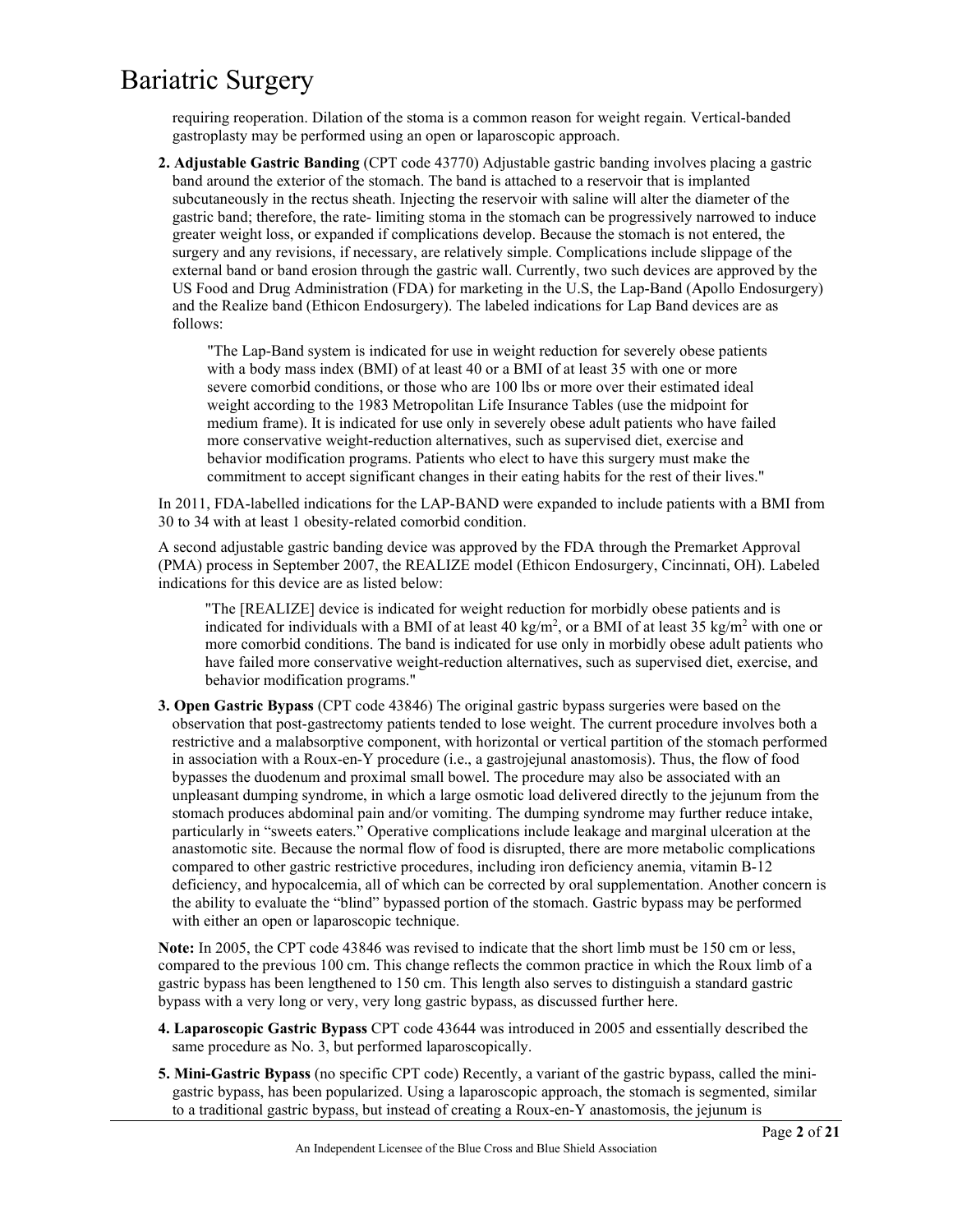requiring reoperation. Dilation of the stoma is a common reason for weight regain. Vertical-banded gastroplasty may be performed using an open or laparoscopic approach.

2. **Adjustable Gastric Banding** (CPT code 43770) Adjustable gastric banding involves placing a gastric band around the exterior of the stomach. The band is attached to a reservoir that is implanted subcutaneously in the rectus sheath. Injecting the reservoir with saline will alter the diameter of the gastric band; therefore, the rate- limiting stoma in the stomach can be progressively narrowed to induce greater weight loss, or expanded if complications develop. Because the stomach is not entered, the surgery and any revisions, if necessary, are relatively simple. Complications include slippage of the external band or band erosion through the gastric wall. Currently, two such devices are approved by the US Food and Drug Administration (FDA) for marketing in the U.S, the Lap-Band (Apollo Endosurgery) and the Realize band (Ethicon Endosurgery). The labeled indications for Lap Band devices are as follows:

> "The Lap-Band system is indicated for use in weight reduction for severely obese patients with a body mass index (BMI) of at least 40 or a BMI of at least 35 with one or more severe comorbid conditions, or those who are 100 lbs or more over their estimated ideal weight according to the 1983 Metropolitan Life Insurance Tables (use the midpoint for medium frame). It is indicated for use only in severely obese adult patients who have failed more conservative weight-reduction alternatives, such as supervised diet, exercise and behavior modification programs. Patients who elect to have this surgery must make the commitment to accept significant changes in their eating habits for the rest of their lives."

In 2011, FDA-labelled indications for the LAP-BAND were expanded to include patients with a BMI from 30 to 34 with at least 1 obesity-related comorbid condition.

A second adjustable gastric banding device was approved by the FDA through the Premarket Approval (PMA) process in September 2007, the REALIZE model (Ethicon Endosurgery, Cincinnati, OH). Labeled indications for this device are as listed below:

> "The [REALIZE] device is indicated for weight reduction for morbidly obese patients and is indicated for individuals with a BMI of at least 40 $kg/m^2$, or a BMI of at least 35 $kg/m^2$ with one or more comorbid conditions. The band is indicated for use only in morbidly obese adult patients who have failed more conservative weight-reduction alternatives, such as supervised diet, exercise, and behavior modification programs."

3. **Open Gastric Bypass** (CPT code 43846) The original gastric bypass surgeries were based on the observation that post-gastrectomy patients tended to lose weight. The current procedure involves both a restrictive and a malabsorptive component, with horizontal or vertical partition of the stomach performed in association with a Roux-en-Y procedure (i.e., a gastrojejunal anastomosis). Thus, the flow of food bypasses the duodenum and proximal small bowel. The procedure may also be associated with an unpleasant dumping syndrome, in which a large osmotic load delivered directly to the jejunum from the stomach produces abdominal pain and/or vomiting. The dumping syndrome may further reduce intake, particularly in "sweets eaters." Operative complications include leakage and marginal ulceration at the anastomotic site. Because the normal flow of food is disrupted, there are more metabolic complications compared to other gastric restrictive procedures, including iron deficiency anemia, vitamin B-12 deficiency, and hypocalcemia, all of which can be corrected by oral supplementation. Another concern is the ability to evaluate the "blind" bypassed portion of the stomach. Gastric bypass may be performed with either an open or laparoscopic technique.

**Note:** In 2005, the CPT code 43846 was revised to indicate that the short limb must be 150 cm or less, compared to the previous 100 cm. This change reflects the common practice in which the Roux limb of a gastric bypass has been lengthened to 150 cm. This length also serves to distinguish a standard gastric bypass with a very long or very, very long gastric bypass, as discussed further here.

4. **Laparoscopic Gastric Bypass** CPT code 43644 was introduced in 2005 and essentially described the same procedure as No. 3, but performed laparoscopically.

5. **Mini-Gastric Bypass** (no specific CPT code) Recently, a variant of the gastric bypass, called the mini-gastric bypass, has been popularized. Using a laparoscopic approach, the stomach is segmented, similar to a traditional gastric bypass, but instead of creating a Roux-en-Y anastomosis, the jejunum is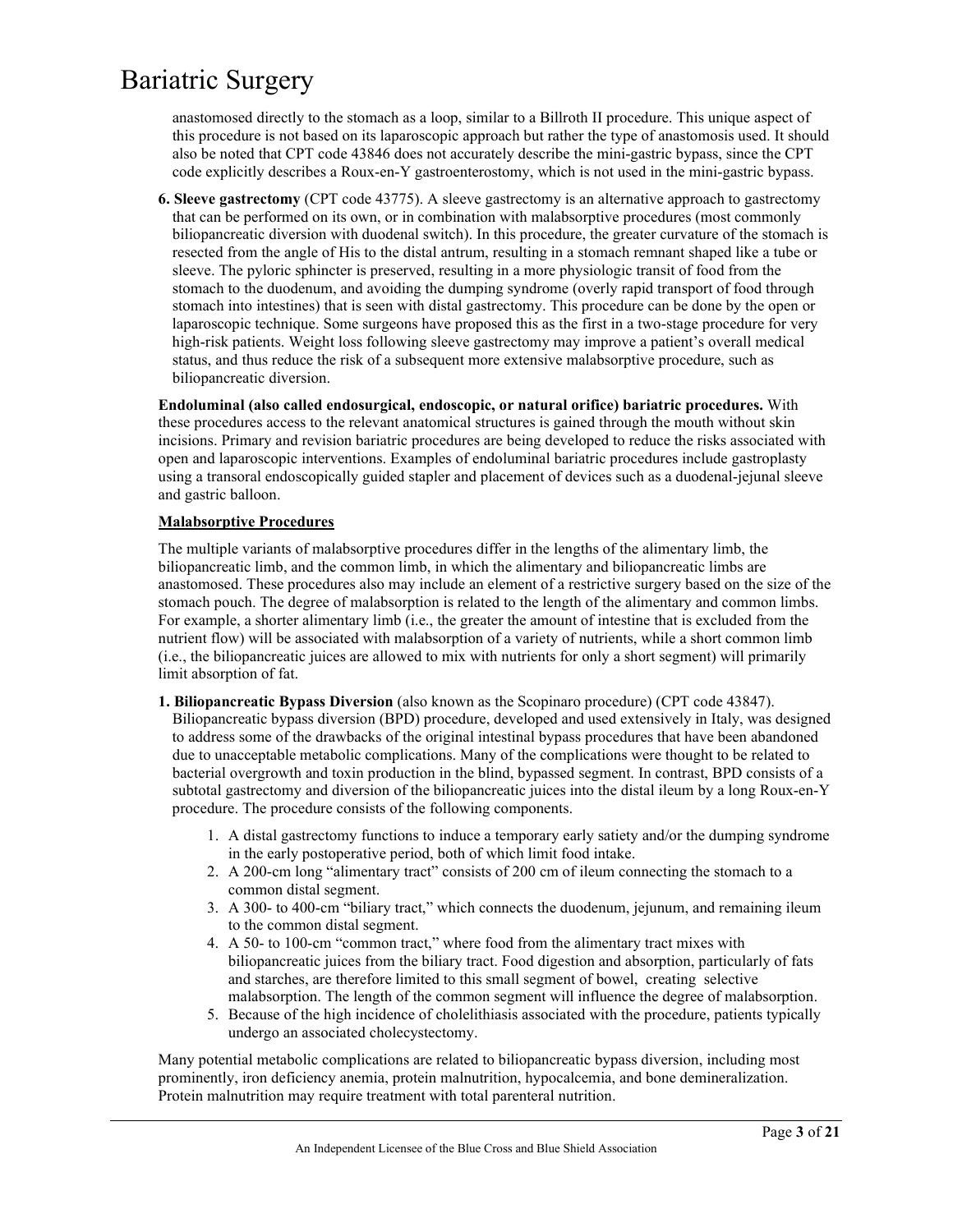anastomosed directly to the stomach as a loop, similar to a Billroth II procedure. This unique aspect of this procedure is not based on its laparoscopic approach but rather the type of anastomosis used. It should also be noted that CPT code 43846 does not accurately describe the mini-gastric bypass, since the CPT code explicitly describes a Roux-en-Y gastroenterostomy, which is not used in the mini-gastric bypass.

**6. Sleeve gastrectomy** (CPT code 43775). A sleeve gastrectomy is an alternative approach to gastrectomy that can be performed on its own, or in combination with malabsorptive procedures (most commonly biliopancreatic diversion with duodenal switch). In this procedure, the greater curvature of the stomach is resected from the angle of His to the distal antrum, resulting in a stomach remnant shaped like a tube or sleeve. The pyloric sphincter is preserved, resulting in a more physiologic transit of food from the stomach to the duodenum, and avoiding the dumping syndrome (overly rapid transport of food through stomach into intestines) that is seen with distal gastrectomy. This procedure can be done by the open or laparoscopic technique. Some surgeons have proposed this as the first in a two-stage procedure for very high-risk patients. Weight loss following sleeve gastrectomy may improve a patient's overall medical status, and thus reduce the risk of a subsequent more extensive malabsorptive procedure, such as biliopancreatic diversion.

**Endoluminal (also called endosurgical, endoscopic, or natural orifice) bariatric procedures.** With these procedures access to the relevant anatomical structures is gained through the mouth without skin incisions. Primary and revision bariatric procedures are being developed to reduce the risks associated with open and laparoscopic interventions. Examples of endoluminal bariatric procedures include gastroplasty using a transoral endoscopically guided stapler and placement of devices such as a duodenal-jejunal sleeve and gastric balloon.

**Malabsorptive Procedures**

The multiple variants of malabsorptive procedures differ in the lengths of the alimentary limb, the biliopancreatic limb, and the common limb, in which the alimentary and biliopancreatic limbs are anastomosed. These procedures also may include an element of a restrictive surgery based on the size of the stomach pouch. The degree of malabsorption is related to the length of the alimentary and common limbs. For example, a shorter alimentary limb (i.e., the greater the amount of intestine that is excluded from the nutrient flow) will be associated with malabsorption of a variety of nutrients, while a short common limb (i.e., the biliopancreatic juices are allowed to mix with nutrients for only a short segment) will primarily limit absorption of fat.

**1. Biliopancreatic Bypass Diversion** (also known as the Scopinaro procedure) (CPT code 43847). Biliopancreatic bypass diversion (BPD) procedure, developed and used extensively in Italy, was designed to address some of the drawbacks of the original intestinal bypass procedures that have been abandoned due to unacceptable metabolic complications. Many of the complications were thought to be related to bacterial overgrowth and toxin production in the blind, bypassed segment. In contrast, BPD consists of a subtotal gastrectomy and diversion of the biliopancreatic juices into the distal ileum by a long Roux-en-Y procedure. The procedure consists of the following components.

1. A distal gastrectomy functions to induce a temporary early satiety and/or the dumping syndrome in the early postoperative period, both of which limit food intake.
2. A 200-cm long "alimentary tract" consists of 200 cm of ileum connecting the stomach to a common distal segment.
3. A 300- to 400-cm "biliary tract," which connects the duodenum, jejunum, and remaining ileum to the common distal segment.
4. A 50- to 100-cm "common tract," where food from the alimentary tract mixes with biliopancreatic juices from the biliary tract. Food digestion and absorption, particularly of fats and starches, are therefore limited to this small segment of bowel, creating selective malabsorption. The length of the common segment will influence the degree of malabsorption.
5. Because of the high incidence of cholelithiasis associated with the procedure, patients typically undergo an associated cholecystectomy.

Many potential metabolic complications are related to biliopancreatic bypass diversion, including most prominently, iron deficiency anemia, protein malnutrition, hypocalcemia, and bone demineralization. Protein malnutrition may require treatment with total parenteral nutrition.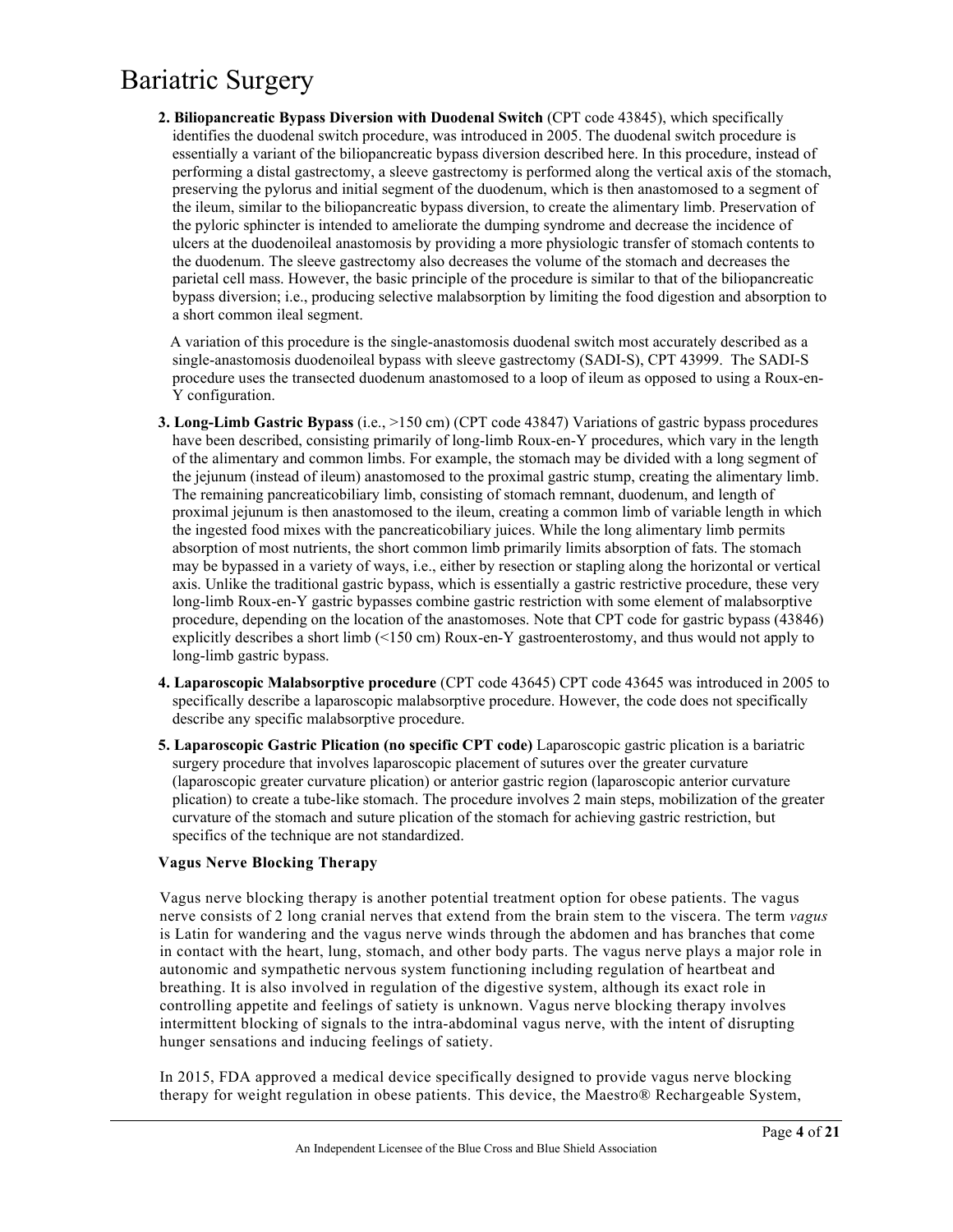2. **Biliopancreatic Bypass Diversion with Duodenal Switch** (CPT code 43845), which specifically identifies the duodenal switch procedure, was introduced in 2005. The duodenal switch procedure is essentially a variant of the biliopancreatic bypass diversion described here. In this procedure, instead of performing a distal gastrectomy, a sleeve gastrectomy is performed along the vertical axis of the stomach, preserving the pylorus and initial segment of the duodenum, which is then anastomosed to a segment of the ileum, similar to the biliopancreatic bypass diversion, to create the alimentary limb. Preservation of the pyloric sphincter is intended to ameliorate the dumping syndrome and decrease the incidence of ulcers at the duodenoileal anastomosis by providing a more physiologic transfer of stomach contents to the duodenum. The sleeve gastrectomy also decreases the volume of the stomach and decreases the parietal cell mass. However, the basic principle of the procedure is similar to that of the biliopancreatic bypass diversion; i.e., producing selective malabsorption by limiting the food digestion and absorption to a short common ileal segment.

   A variation of this procedure is the single-anastomosis duodenal switch most accurately described as a single-anastomosis duodenoileal bypass with sleeve gastrectomy (SADI-S), CPT 43999. The SADI-S procedure uses the transected duodenum anastomosed to a loop of ileum as opposed to using a Roux-en-Y configuration.

3. **Long-Limb Gastric Bypass** (i.e., >150 cm) (CPT code 43847) Variations of gastric bypass procedures have been described, consisting primarily of long-limb Roux-en-Y procedures, which vary in the length of the alimentary and common limbs. For example, the stomach may be divided with a long segment of the jejunum (instead of ileum) anastomosed to the proximal gastric stump, creating the alimentary limb. The remaining pancreaticobiliary limb, consisting of stomach remnant, duodenum, and length of proximal jejunum is then anastomosed to the ileum, creating a common limb of variable length in which the ingested food mixes with the pancreaticobiliary juices. While the long alimentary limb permits absorption of most nutrients, the short common limb primarily limits absorption of fats. The stomach may be bypassed in a variety of ways, i.e., either by resection or stapling along the horizontal or vertical axis. Unlike the traditional gastric bypass, which is essentially a gastric restrictive procedure, these very long-limb Roux-en-Y gastric bypasses combine gastric restriction with some element of malabsorptive procedure, depending on the location of the anastomoses. Note that CPT code for gastric bypass (43846) explicitly describes a short limb (<150 cm) Roux-en-Y gastroenterostomy, and thus would not apply to long-limb gastric bypass.

4. **Laparoscopic Malabsorptive procedure** (CPT code 43645) CPT code 43645 was introduced in 2005 to specifically describe a laparoscopic malabsorptive procedure. However, the code does not specifically describe any specific malabsorptive procedure.

5. **Laparoscopic Gastric Plication (no specific CPT code)** Laparoscopic gastric plication is a bariatric surgery procedure that involves laparoscopic placement of sutures over the greater curvature (laparoscopic greater curvature plication) or anterior gastric region (laparoscopic anterior curvature plication) to create a tube-like stomach. The procedure involves 2 main steps, mobilization of the greater curvature of the stomach and suture plication of the stomach for achieving gastric restriction, but specifics of the technique are not standardized.

**Vagus Nerve Blocking Therapy**

Vagus nerve blocking therapy is another potential treatment option for obese patients. The vagus nerve consists of 2 long cranial nerves that extend from the brain stem to the viscera. The term *vagus* is Latin for wandering and the vagus nerve winds through the abdomen and has branches that come in contact with the heart, lung, stomach, and other body parts. The vagus nerve plays a major role in autonomic and sympathetic nervous system functioning including regulation of heartbeat and breathing. It is also involved in regulation of the digestive system, although its exact role in controlling appetite and feelings of satiety is unknown. Vagus nerve blocking therapy involves intermittent blocking of signals to the intra-abdominal vagus nerve, with the intent of disrupting hunger sensations and inducing feelings of satiety.

In 2015, FDA approved a medical device specifically designed to provide vagus nerve blocking therapy for weight regulation in obese patients. This device, the Maestro® Rechargeable System,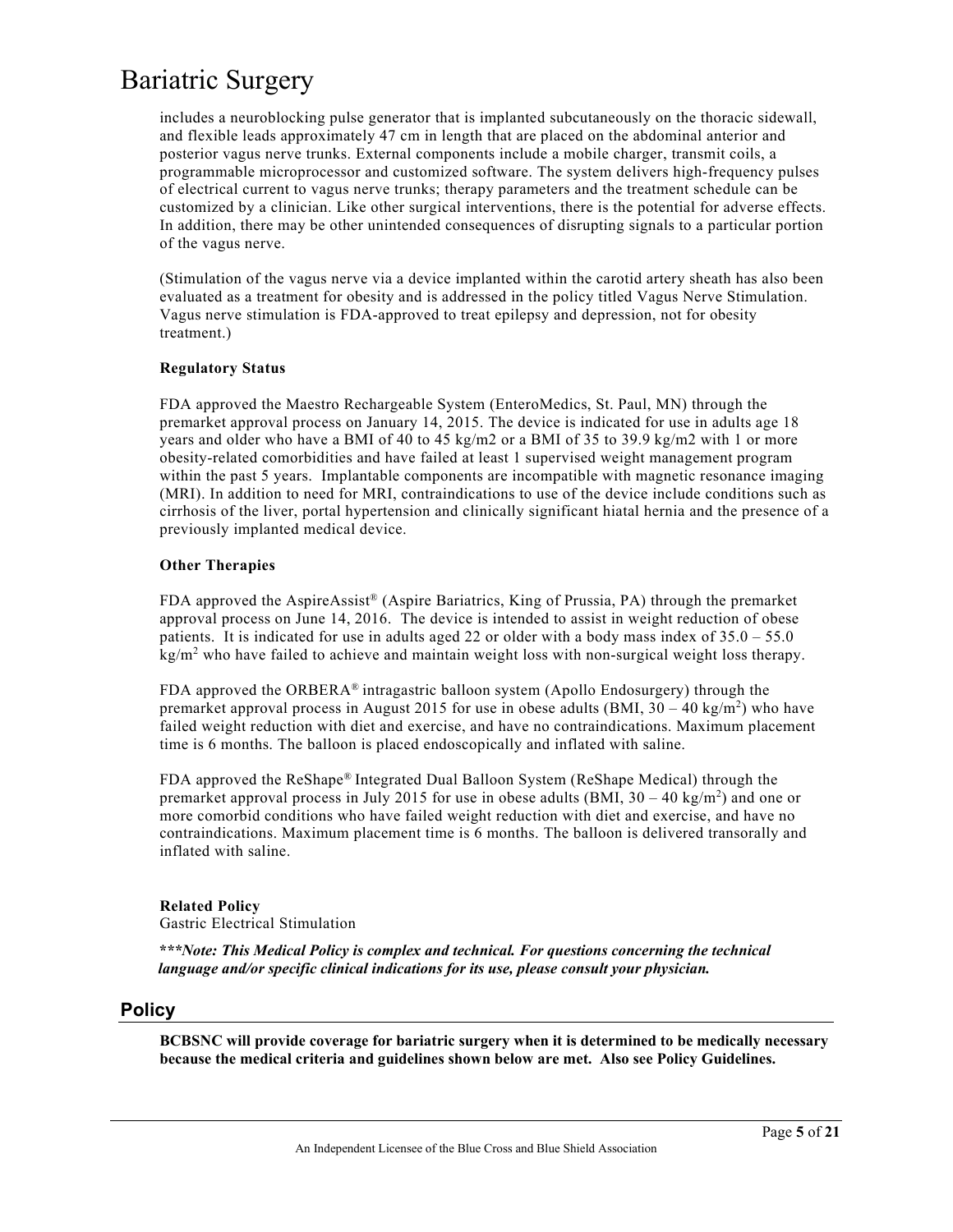includes a neuroblocking pulse generator that is implanted subcutaneously on the thoracic sidewall, and flexible leads approximately 47 cm in length that are placed on the abdominal anterior and posterior vagus nerve trunks. External components include a mobile charger, transmit coils, a programmable microprocessor and customized software. The system delivers high-frequency pulses of electrical current to vagus nerve trunks; therapy parameters and the treatment schedule can be customized by a clinician. Like other surgical interventions, there is the potential for adverse effects. In addition, there may be other unintended consequences of disrupting signals to a particular portion of the vagus nerve.

(Stimulation of the vagus nerve via a device implanted within the carotid artery sheath has also been evaluated as a treatment for obesity and is addressed in the policy titled Vagus Nerve Stimulation. Vagus nerve stimulation is FDA-approved to treat epilepsy and depression, not for obesity treatment.)

**Regulatory Status**

FDA approved the Maestro Rechargeable System (EnteroMedics, St. Paul, MN) through the premarket approval process on January 14, 2015. The device is indicated for use in adults age 18 years and older who have a BMI of 40 to 45 kg/m2 or a BMI of 35 to 39.9 kg/m2 with 1 or more obesity-related comorbidities and have failed at least 1 supervised weight management program within the past 5 years. Implantable components are incompatible with magnetic resonance imaging (MRI). In addition to need for MRI, contraindications to use of the device include conditions such as cirrhosis of the liver, portal hypertension and clinically significant hiatal hernia and the presence of a previously implanted medical device.

**Other Therapies**

FDA approved the AspireAssist® (Aspire Bariatrics, King of Prussia, PA) through the premarket approval process on June 14, 2016. The device is intended to assist in weight reduction of obese patients. It is indicated for use in adults aged 22 or older with a body mass index of 35.0 – 55.0 $kg/m^2$ who have failed to achieve and maintain weight loss with non-surgical weight loss therapy.

FDA approved the ORBERA® intragastric balloon system (Apollo Endosurgery) through the premarket approval process in August 2015 for use in obese adults (BMI, 30 – 40 $kg/m^2$) who have failed weight reduction with diet and exercise, and have no contraindications. Maximum placement time is 6 months. The balloon is placed endoscopically and inflated with saline.

FDA approved the ReShape® Integrated Dual Balloon System (ReShape Medical) through the premarket approval process in July 2015 for use in obese adults (BMI, 30 – 40 $kg/m^2$) and one or more comorbid conditions who have failed weight reduction with diet and exercise, and have no contraindications. Maximum placement time is 6 months. The balloon is delivered transorally and inflated with saline.

**Related Policy**
Gastric Electrical Stimulation

***\*\*\*Note: This Medical Policy is complex and technical. For questions concerning the technical language and/or specific clinical indications for its use, please consult your physician.***

## Policy

**BCBSNC will provide coverage for bariatric surgery when it is determined to be medically necessary because the medical criteria and guidelines shown below are met. Also see Policy Guidelines.**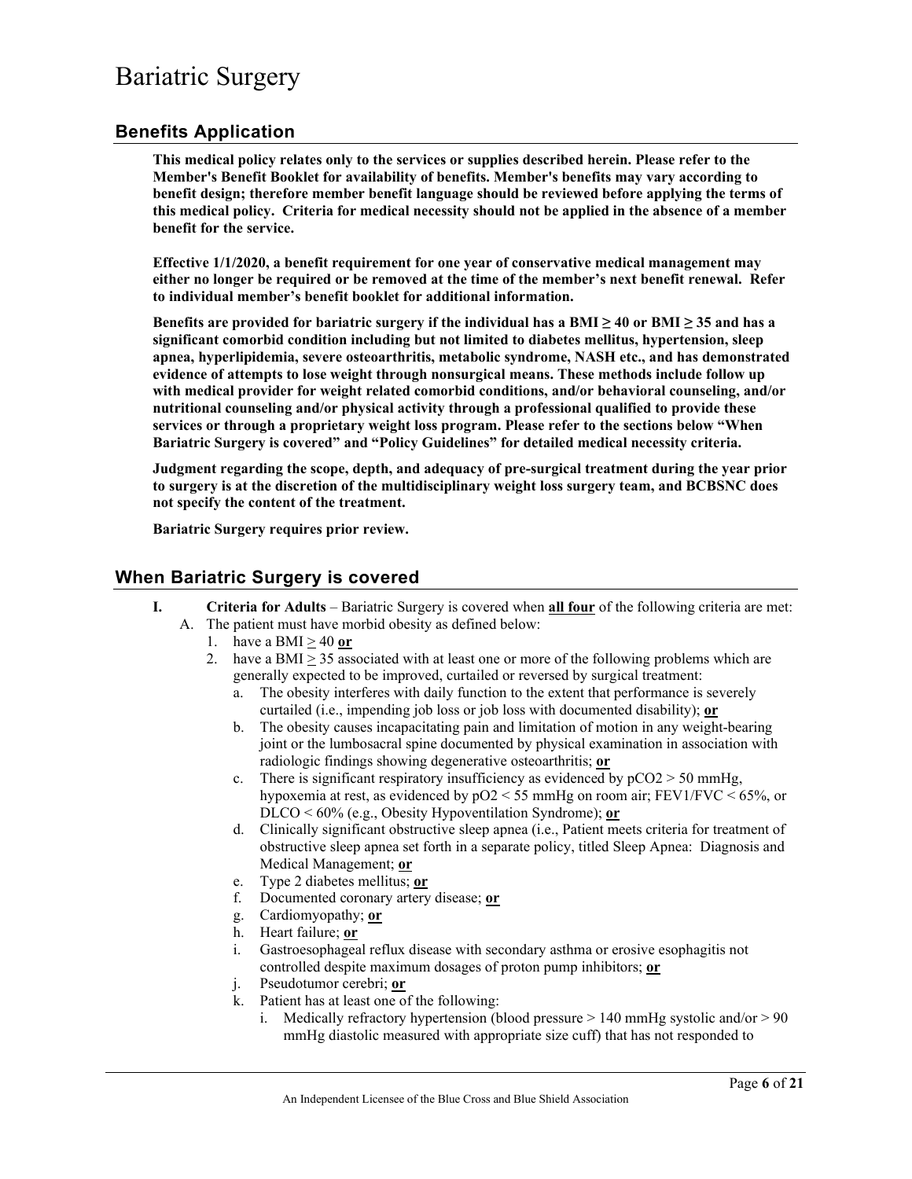# Bariatric Surgery

## Benefits Application

**This medical policy relates only to the services or supplies described herein. Please refer to the Member's Benefit Booklet for availability of benefits. Member's benefits may vary according to benefit design; therefore member benefit language should be reviewed before applying the terms of this medical policy. Criteria for medical necessity should not be applied in the absence of a member benefit for the service.**

**Effective 1/1/2020, a benefit requirement for one year of conservative medical management may either no longer be required or be removed at the time of the member's next benefit renewal. Refer to individual member's benefit booklet for additional information.**

**Benefits are provided for bariatric surgery if the individual has a BMI ≥ 40 or BMI ≥ 35 and has a significant comorbid condition including but not limited to diabetes mellitus, hypertension, sleep apnea, hyperlipidemia, severe osteoarthritis, metabolic syndrome, NASH etc., and has demonstrated evidence of attempts to lose weight through nonsurgical means. These methods include follow up with medical provider for weight related comorbid conditions, and/or behavioral counseling, and/or nutritional counseling and/or physical activity through a professional qualified to provide these services or through a proprietary weight loss program. Please refer to the sections below "When Bariatric Surgery is covered" and "Policy Guidelines" for detailed medical necessity criteria.**

**Judgment regarding the scope, depth, and adequacy of pre-surgical treatment during the year prior to surgery is at the discretion of the multidisciplinary weight loss surgery team, and BCBSNC does not specify the content of the treatment.**

**Bariatric Surgery requires prior review.**

## When Bariatric Surgery is covered

**I. Criteria for Adults** – Bariatric Surgery is covered when **all four** of the following criteria are met:

A. The patient must have morbid obesity as defined below:
   1. have a BMI ≥ 40 **or**
   2. have a BMI ≥ 35 associated with at least one or more of the following problems which are generally expected to be improved, curtailed or reversed by surgical treatment:
      a. The obesity interferes with daily function to the extent that performance is severely curtailed (i.e., impending job loss or job loss with documented disability); **or**
      b. The obesity causes incapacitating pain and limitation of motion in any weight-bearing joint or the lumbosacral spine documented by physical examination in association with radiologic findings showing degenerative osteoarthritis; **or**
      c. There is significant respiratory insufficiency as evidenced by $pCO_2 > 50$ mmHg, hypoxemia at rest, as evidenced by $pO_2 < 55$ mmHg on room air; FEV1/FVC < 65%, or DLCO < 60% (e.g., Obesity Hypoventilation Syndrome); **or**
      d. Clinically significant obstructive sleep apnea (i.e., Patient meets criteria for treatment of obstructive sleep apnea set forth in a separate policy, titled Sleep Apnea: Diagnosis and Medical Management; **or**
      e. Type 2 diabetes mellitus; **or**
      f. Documented coronary artery disease; **or**
      g. Cardiomyopathy; **or**
      h. Heart failure; **or**
      i. Gastroesophageal reflux disease with secondary asthma or erosive esophagitis not controlled despite maximum dosages of proton pump inhibitors; **or**
      j. Pseudotumor cerebri; **or**
      k. Patient has at least one of the following:
         i. Medically refractory hypertension (blood pressure > 140 mmHg systolic and/or > 90 mmHg diastolic measured with appropriate size cuff) that has not responded to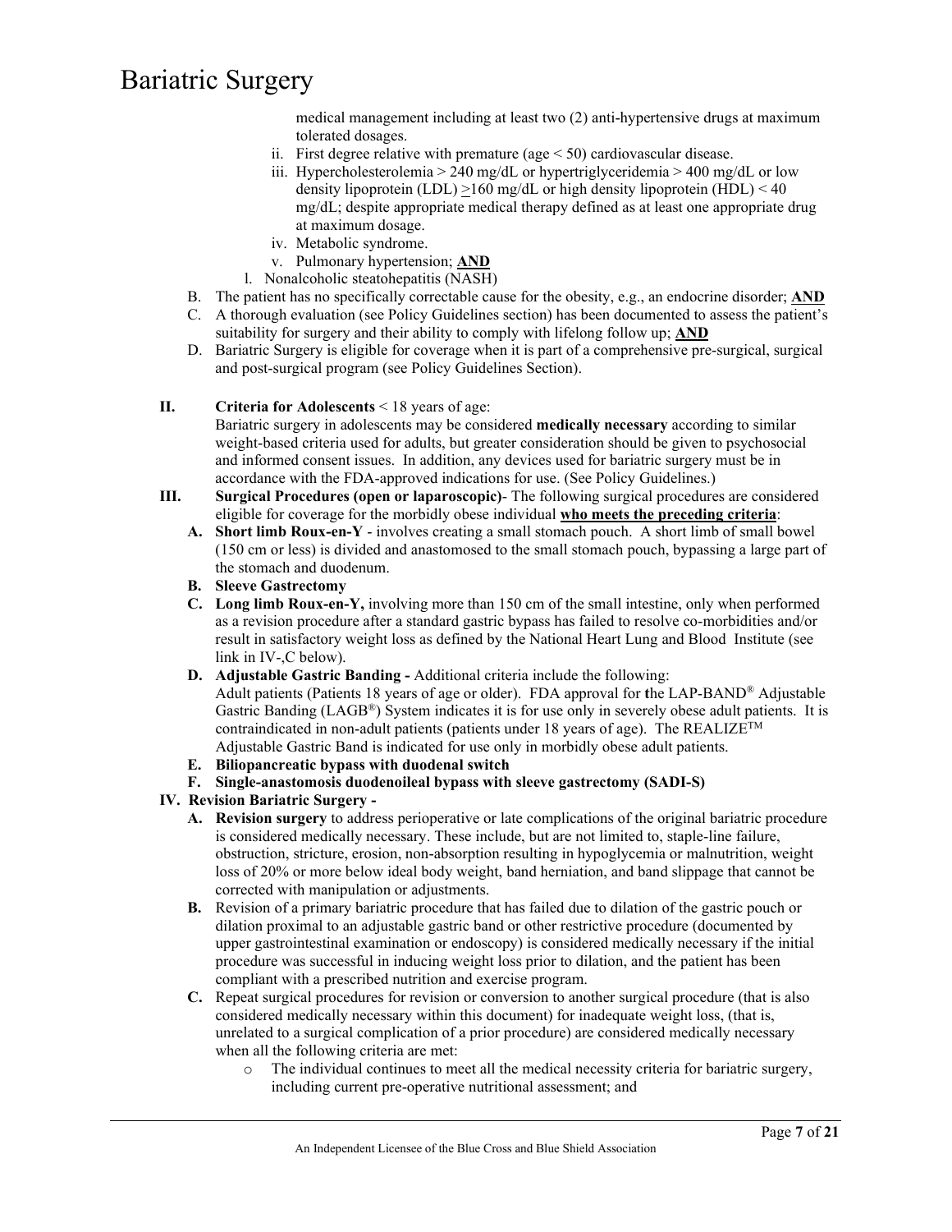medical management including at least two (2) anti-hypertensive drugs at maximum tolerated dosages.

ii. First degree relative with premature (age < 50) cardiovascular disease.

iii. Hypercholesterolemia > 240 mg/dL or hypertriglyceridemia > 400 mg/dL or low density lipoprotein (LDL) ≥160 mg/dL or high density lipoprotein (HDL) < 40 mg/dL; despite appropriate medical therapy defined as at least one appropriate drug at maximum dosage.

iv. Metabolic syndrome.

v. Pulmonary hypertension; **AND**

l. Nonalcoholic steatohepatitis (NASH)

B. The patient has no specifically correctable cause for the obesity, e.g., an endocrine disorder; **AND**

C. A thorough evaluation (see Policy Guidelines section) has been documented to assess the patient's suitability for surgery and their ability to comply with lifelong follow up; **AND**

D. Bariatric Surgery is eligible for coverage when it is part of a comprehensive pre-surgical, surgical and post-surgical program (see Policy Guidelines Section).

**II. Criteria for Adolescents** < 18 years of age:

Bariatric surgery in adolescents may be considered **medically necessary** according to similar weight-based criteria used for adults, but greater consideration should be given to psychosocial and informed consent issues. In addition, any devices used for bariatric surgery must be in accordance with the FDA-approved indications for use. (See Policy Guidelines.)

**III. Surgical Procedures (open or laparoscopic)**- The following surgical procedures are considered eligible for coverage for the morbidly obese individual **who meets the preceding criteria**:

- **A. Short limb Roux-en-Y** - involves creating a small stomach pouch. A short limb of small bowel (150 cm or less) is divided and anastomosed to the small stomach pouch, bypassing a large part of the stomach and duodenum.
- **B. Sleeve Gastrectomy**
- **C. Long limb Roux-en-Y,** involving more than 150 cm of the small intestine, only when performed as a revision procedure after a standard gastric bypass has failed to resolve co-morbidities and/or result in satisfactory weight loss as defined by the National Heart Lung and Blood Institute (see link in IV-,C below).
- **D. Adjustable Gastric Banding -** Additional criteria include the following: Adult patients (Patients 18 years of age or older). FDA approval for the LAP-BAND® Adjustable Gastric Banding (LAGB®) System indicates it is for use only in severely obese adult patients. It is contraindicated in non-adult patients (patients under 18 years of age). The REALIZE™ Adjustable Gastric Band is indicated for use only in morbidly obese adult patients.
- **E. Biliopancreatic bypass with duodenal switch**
- **F. Single-anastomosis duodenoileal bypass with sleeve gastrectomy (SADI-S)**

**IV. Revision Bariatric Surgery -**

- **A. Revision surgery** to address perioperative or late complications of the original bariatric procedure is considered medically necessary. These include, but are not limited to, staple-line failure, obstruction, stricture, erosion, non-absorption resulting in hypoglycemia or malnutrition, weight loss of 20% or more below ideal body weight, band herniation, and band slippage that cannot be corrected with manipulation or adjustments.
- **B.** Revision of a primary bariatric procedure that has failed due to dilation of the gastric pouch or dilation proximal to an adjustable gastric band or other restrictive procedure (documented by upper gastrointestinal examination or endoscopy) is considered medically necessary if the initial procedure was successful in inducing weight loss prior to dilation, and the patient has been compliant with a prescribed nutrition and exercise program.
- **C.** Repeat surgical procedures for revision or conversion to another surgical procedure (that is also considered medically necessary within this document) for inadequate weight loss, (that is, unrelated to a surgical complication of a prior procedure) are considered medically necessary when all the following criteria are met:
  - The individual continues to meet all the medical necessity criteria for bariatric surgery, including current pre-operative nutritional assessment; and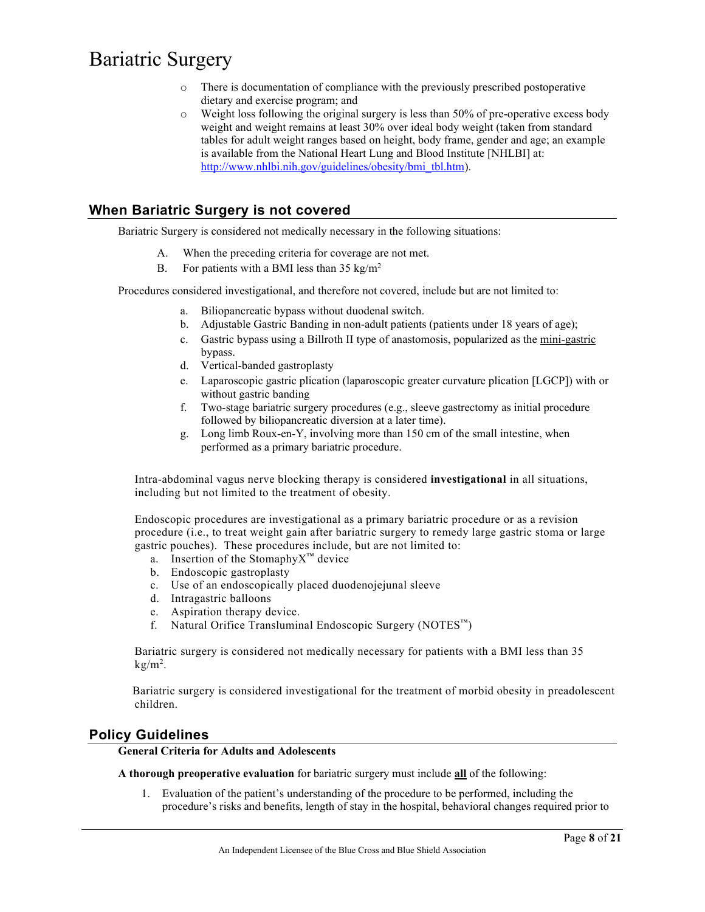- There is documentation of compliance with the previously prescribed postoperative dietary and exercise program; and
- Weight loss following the original surgery is less than 50% of pre-operative excess body weight and weight remains at least 30% over ideal body weight (taken from standard tables for adult weight ranges based on height, body frame, gender and age; an example is available from the National Heart Lung and Blood Institute [NHLBI] at: http://www.nhlbi.nih.gov/guidelines/obesity/bmi_tbl.htm).

## When Bariatric Surgery is not covered

Bariatric Surgery is considered not medically necessary in the following situations:

A. When the preceding criteria for coverage are not met.
B. For patients with a BMI less than 35 kg/m$^2$

Procedures considered investigational, and therefore not covered, include but are not limited to:

a. Biliopancreatic bypass without duodenal switch.
b. Adjustable Gastric Banding in non-adult patients (patients under 18 years of age);
c. Gastric bypass using a Billroth II type of anastomosis, popularized as the mini-gastric bypass.
d. Vertical-banded gastroplasty
e. Laparoscopic gastric plication (laparoscopic greater curvature plication [LGCP]) with or without gastric banding
f. Two-stage bariatric surgery procedures (e.g., sleeve gastrectomy as initial procedure followed by biliopancreatic diversion at a later time).
g. Long limb Roux-en-Y, involving more than 150 cm of the small intestine, when performed as a primary bariatric procedure.

Intra-abdominal vagus nerve blocking therapy is considered **investigational** in all situations, including but not limited to the treatment of obesity.

Endoscopic procedures are investigational as a primary bariatric procedure or as a revision procedure (i.e., to treat weight gain after bariatric surgery to remedy large gastric stoma or large gastric pouches). These procedures include, but are not limited to:

a. Insertion of the StomaphyX™ device
b. Endoscopic gastroplasty
c. Use of an endoscopically placed duodenojejunal sleeve
d. Intragastric balloons
e. Aspiration therapy device.
f. Natural Orifice Transluminal Endoscopic Surgery (NOTES™)

Bariatric surgery is considered not medically necessary for patients with a BMI less than 35 kg/m$^2$.

Bariatric surgery is considered investigational for the treatment of morbid obesity in preadolescent children.

## Policy Guidelines

**General Criteria for Adults and Adolescents**

**A thorough preoperative evaluation** for bariatric surgery must include **all** of the following:

1. Evaluation of the patient's understanding of the procedure to be performed, including the procedure's risks and benefits, length of stay in the hospital, behavioral changes required prior to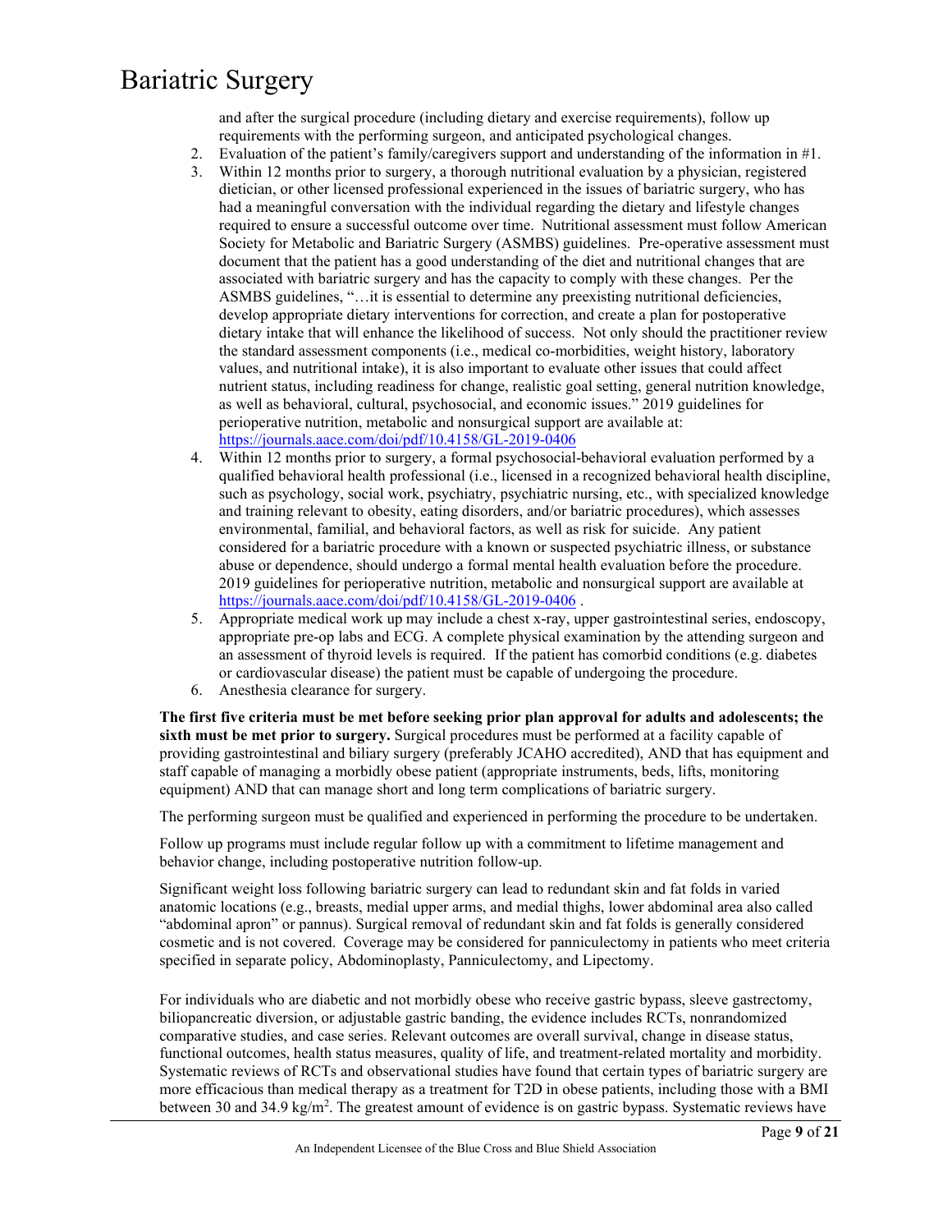and after the surgical procedure (including dietary and exercise requirements), follow up requirements with the performing surgeon, and anticipated psychological changes.

2. Evaluation of the patient's family/caregivers support and understanding of the information in #1.
3. Within 12 months prior to surgery, a thorough nutritional evaluation by a physician, registered dietician, or other licensed professional experienced in the issues of bariatric surgery, who has had a meaningful conversation with the individual regarding the dietary and lifestyle changes required to ensure a successful outcome over time. Nutritional assessment must follow American Society for Metabolic and Bariatric Surgery (ASMBS) guidelines. Pre-operative assessment must document that the patient has a good understanding of the diet and nutritional changes that are associated with bariatric surgery and has the capacity to comply with these changes. Per the ASMBS guidelines, "…it is essential to determine any preexisting nutritional deficiencies, develop appropriate dietary interventions for correction, and create a plan for postoperative dietary intake that will enhance the likelihood of success. Not only should the practitioner review the standard assessment components (i.e., medical co-morbidities, weight history, laboratory values, and nutritional intake), it is also important to evaluate other issues that could affect nutrient status, including readiness for change, realistic goal setting, general nutrition knowledge, as well as behavioral, cultural, psychosocial, and economic issues." 2019 guidelines for perioperative nutrition, metabolic and nonsurgical support are available at: https://journals.aace.com/doi/pdf/10.4158/GL-2019-0406
4. Within 12 months prior to surgery, a formal psychosocial-behavioral evaluation performed by a qualified behavioral health professional (i.e., licensed in a recognized behavioral health discipline, such as psychology, social work, psychiatry, psychiatric nursing, etc., with specialized knowledge and training relevant to obesity, eating disorders, and/or bariatric procedures), which assesses environmental, familial, and behavioral factors, as well as risk for suicide. Any patient considered for a bariatric procedure with a known or suspected psychiatric illness, or substance abuse or dependence, should undergo a formal mental health evaluation before the procedure. 2019 guidelines for perioperative nutrition, metabolic and nonsurgical support are available at https://journals.aace.com/doi/pdf/10.4158/GL-2019-0406 .
5. Appropriate medical work up may include a chest x-ray, upper gastrointestinal series, endoscopy, appropriate pre-op labs and ECG. A complete physical examination by the attending surgeon and an assessment of thyroid levels is required. If the patient has comorbid conditions (e.g. diabetes or cardiovascular disease) the patient must be capable of undergoing the procedure.
6. Anesthesia clearance for surgery.

**The first five criteria must be met before seeking prior plan approval for adults and adolescents; the sixth must be met prior to surgery.** Surgical procedures must be performed at a facility capable of providing gastrointestinal and biliary surgery (preferably JCAHO accredited), AND that has equipment and staff capable of managing a morbidly obese patient (appropriate instruments, beds, lifts, monitoring equipment) AND that can manage short and long term complications of bariatric surgery.

The performing surgeon must be qualified and experienced in performing the procedure to be undertaken.

Follow up programs must include regular follow up with a commitment to lifetime management and behavior change, including postoperative nutrition follow-up.

Significant weight loss following bariatric surgery can lead to redundant skin and fat folds in varied anatomic locations (e.g., breasts, medial upper arms, and medial thighs, lower abdominal area also called "abdominal apron" or pannus). Surgical removal of redundant skin and fat folds is generally considered cosmetic and is not covered. Coverage may be considered for panniculectomy in patients who meet criteria specified in separate policy, Abdominoplasty, Panniculectomy, and Lipectomy.

For individuals who are diabetic and not morbidly obese who receive gastric bypass, sleeve gastrectomy, biliopancreatic diversion, or adjustable gastric banding, the evidence includes RCTs, nonrandomized comparative studies, and case series. Relevant outcomes are overall survival, change in disease status, functional outcomes, health status measures, quality of life, and treatment-related mortality and morbidity. Systematic reviews of RCTs and observational studies have found that certain types of bariatric surgery are more efficacious than medical therapy as a treatment for T2D in obese patients, including those with a BMI between 30 and 34.9 kg/m$^2$. The greatest amount of evidence is on gastric bypass. Systematic reviews have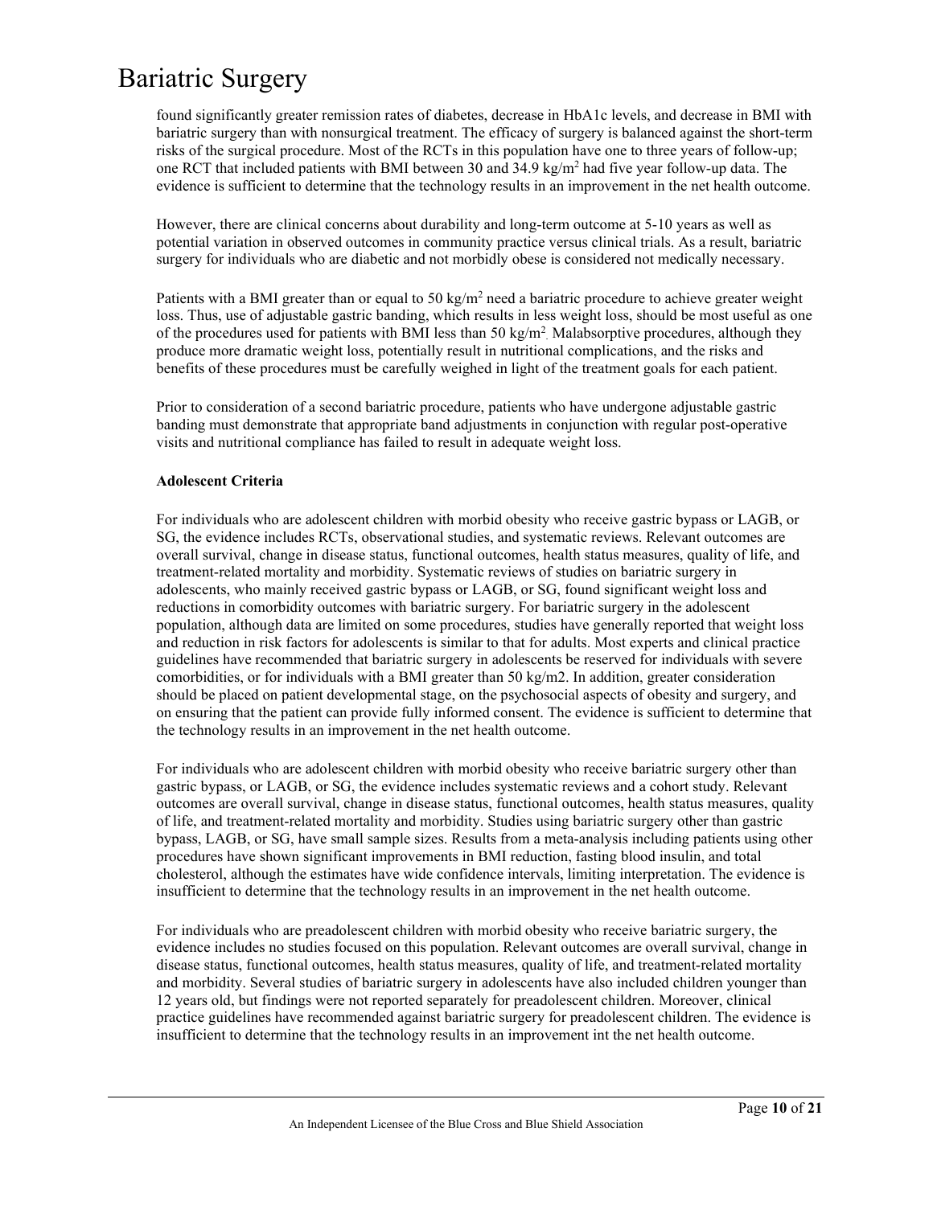found significantly greater remission rates of diabetes, decrease in HbA1c levels, and decrease in BMI with bariatric surgery than with nonsurgical treatment. The efficacy of surgery is balanced against the short-term risks of the surgical procedure. Most of the RCTs in this population have one to three years of follow-up; one RCT that included patients with BMI between 30 and 34.9 kg/m$^2$ had five year follow-up data. The evidence is sufficient to determine that the technology results in an improvement in the net health outcome.

However, there are clinical concerns about durability and long-term outcome at 5-10 years as well as potential variation in observed outcomes in community practice versus clinical trials. As a result, bariatric surgery for individuals who are diabetic and not morbidly obese is considered not medically necessary.

Patients with a BMI greater than or equal to 50 kg/m$^2$ need a bariatric procedure to achieve greater weight loss. Thus, use of adjustable gastric banding, which results in less weight loss, should be most useful as one of the procedures used for patients with BMI less than 50 kg/m$^2$. Malabsorptive procedures, although they produce more dramatic weight loss, potentially result in nutritional complications, and the risks and benefits of these procedures must be carefully weighed in light of the treatment goals for each patient.

Prior to consideration of a second bariatric procedure, patients who have undergone adjustable gastric banding must demonstrate that appropriate band adjustments in conjunction with regular post-operative visits and nutritional compliance has failed to result in adequate weight loss.

**Adolescent Criteria**

For individuals who are adolescent children with morbid obesity who receive gastric bypass or LAGB, or SG, the evidence includes RCTs, observational studies, and systematic reviews. Relevant outcomes are overall survival, change in disease status, functional outcomes, health status measures, quality of life, and treatment-related mortality and morbidity. Systematic reviews of studies on bariatric surgery in adolescents, who mainly received gastric bypass or LAGB, or SG, found significant weight loss and reductions in comorbidity outcomes with bariatric surgery. For bariatric surgery in the adolescent population, although data are limited on some procedures, studies have generally reported that weight loss and reduction in risk factors for adolescents is similar to that for adults. Most experts and clinical practice guidelines have recommended that bariatric surgery in adolescents be reserved for individuals with severe comorbidities, or for individuals with a BMI greater than 50 kg/m2. In addition, greater consideration should be placed on patient developmental stage, on the psychosocial aspects of obesity and surgery, and on ensuring that the patient can provide fully informed consent. The evidence is sufficient to determine that the technology results in an improvement in the net health outcome.

For individuals who are adolescent children with morbid obesity who receive bariatric surgery other than gastric bypass, or LAGB, or SG, the evidence includes systematic reviews and a cohort study. Relevant outcomes are overall survival, change in disease status, functional outcomes, health status measures, quality of life, and treatment-related mortality and morbidity. Studies using bariatric surgery other than gastric bypass, LAGB, or SG, have small sample sizes. Results from a meta-analysis including patients using other procedures have shown significant improvements in BMI reduction, fasting blood insulin, and total cholesterol, although the estimates have wide confidence intervals, limiting interpretation. The evidence is insufficient to determine that the technology results in an improvement in the net health outcome.

For individuals who are preadolescent children with morbid obesity who receive bariatric surgery, the evidence includes no studies focused on this population. Relevant outcomes are overall survival, change in disease status, functional outcomes, health status measures, quality of life, and treatment-related mortality and morbidity. Several studies of bariatric surgery in adolescents have also included children younger than 12 years old, but findings were not reported separately for preadolescent children. Moreover, clinical practice guidelines have recommended against bariatric surgery for preadolescent children. The evidence is insufficient to determine that the technology results in an improvement int the net health outcome.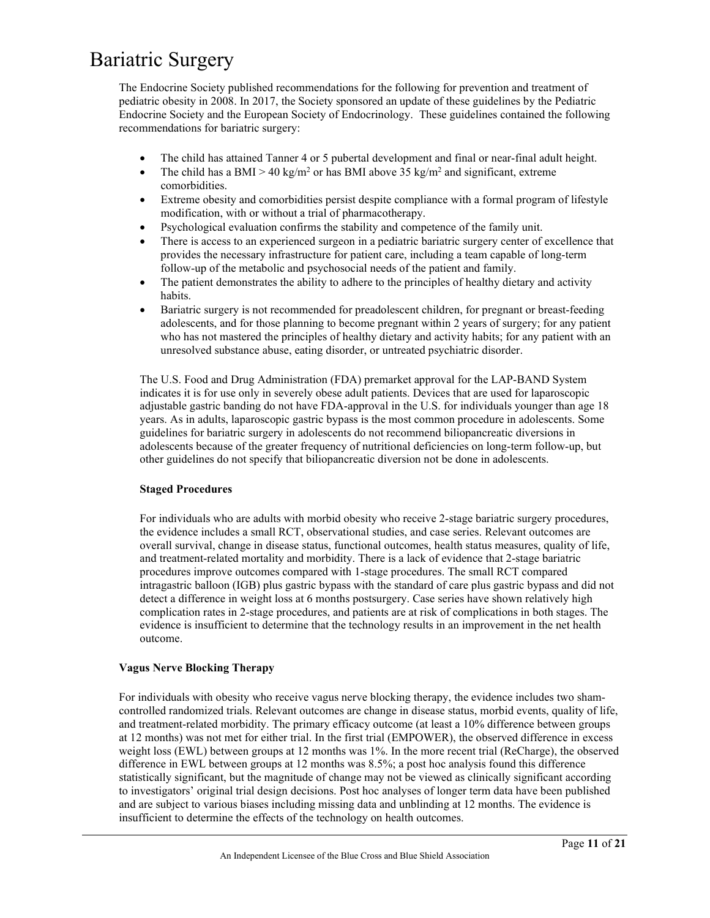# Bariatric Surgery

The Endocrine Society published recommendations for the following for prevention and treatment of pediatric obesity in 2008. In 2017, the Society sponsored an update of these guidelines by the Pediatric Endocrine Society and the European Society of Endocrinology. These guidelines contained the following recommendations for bariatric surgery:

- The child has attained Tanner 4 or 5 pubertal development and final or near-final adult height.
- The child has a BMI > 40 kg/m$^2$ or has BMI above 35 kg/m$^2$ and significant, extreme comorbidities.
- Extreme obesity and comorbidities persist despite compliance with a formal program of lifestyle modification, with or without a trial of pharmacotherapy.
- Psychological evaluation confirms the stability and competence of the family unit.
- There is access to an experienced surgeon in a pediatric bariatric surgery center of excellence that provides the necessary infrastructure for patient care, including a team capable of long-term follow-up of the metabolic and psychosocial needs of the patient and family.
- The patient demonstrates the ability to adhere to the principles of healthy dietary and activity habits.
- Bariatric surgery is not recommended for preadolescent children, for pregnant or breast-feeding adolescents, and for those planning to become pregnant within 2 years of surgery; for any patient who has not mastered the principles of healthy dietary and activity habits; for any patient with an unresolved substance abuse, eating disorder, or untreated psychiatric disorder.

The U.S. Food and Drug Administration (FDA) premarket approval for the LAP-BAND System indicates it is for use only in severely obese adult patients. Devices that are used for laparoscopic adjustable gastric banding do not have FDA-approval in the U.S. for individuals younger than age 18 years. As in adults, laparoscopic gastric bypass is the most common procedure in adolescents. Some guidelines for bariatric surgery in adolescents do not recommend biliopancreatic diversions in adolescents because of the greater frequency of nutritional deficiencies on long-term follow-up, but other guidelines do not specify that biliopancreatic diversion not be done in adolescents.

**Staged Procedures**

For individuals who are adults with morbid obesity who receive 2-stage bariatric surgery procedures, the evidence includes a small RCT, observational studies, and case series. Relevant outcomes are overall survival, change in disease status, functional outcomes, health status measures, quality of life, and treatment-related mortality and morbidity. There is a lack of evidence that 2-stage bariatric procedures improve outcomes compared with 1-stage procedures. The small RCT compared intragastric balloon (IGB) plus gastric bypass with the standard of care plus gastric bypass and did not detect a difference in weight loss at 6 months postsurgery. Case series have shown relatively high complication rates in 2-stage procedures, and patients are at risk of complications in both stages. The evidence is insufficient to determine that the technology results in an improvement in the net health outcome.

**Vagus Nerve Blocking Therapy**

For individuals with obesity who receive vagus nerve blocking therapy, the evidence includes two sham-controlled randomized trials. Relevant outcomes are change in disease status, morbid events, quality of life, and treatment-related morbidity. The primary efficacy outcome (at least a 10% difference between groups at 12 months) was not met for either trial. In the first trial (EMPOWER), the observed difference in excess weight loss (EWL) between groups at 12 months was 1%. In the more recent trial (ReCharge), the observed difference in EWL between groups at 12 months was 8.5%; a post hoc analysis found this difference statistically significant, but the magnitude of change may not be viewed as clinically significant according to investigators' original trial design decisions. Post hoc analyses of longer term data have been published and are subject to various biases including missing data and unblinding at 12 months. The evidence is insufficient to determine the effects of the technology on health outcomes.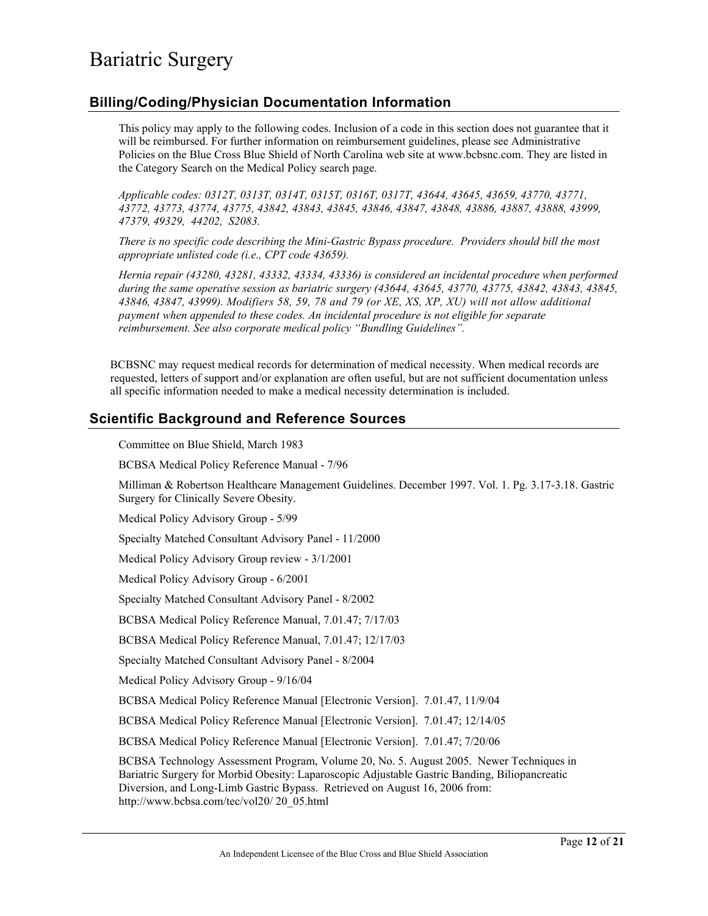# Bariatric Surgery

## Billing/Coding/Physician Documentation Information

This policy may apply to the following codes. Inclusion of a code in this section does not guarantee that it will be reimbursed. For further information on reimbursement guidelines, please see Administrative Policies on the Blue Cross Blue Shield of North Carolina web site at www.bcbsnc.com. They are listed in the Category Search on the Medical Policy search page.

*Applicable codes: 0312T, 0313T, 0314T, 0315T, 0316T, 0317T, 43644, 43645, 43659, 43770, 43771, 43772, 43773, 43774, 43775, 43842, 43843, 43845, 43846, 43847, 43848, 43886, 43887, 43888, 43999, 47379, 49329, 44202, S2083.*

*There is no specific code describing the Mini-Gastric Bypass procedure. Providers should bill the most appropriate unlisted code (i.e., CPT code 43659).*

*Hernia repair (43280, 43281, 43332, 43334, 43336) is considered an incidental procedure when performed during the same operative session as bariatric surgery (43644, 43645, 43770, 43775, 43842, 43843, 43845, 43846, 43847, 43999). Modifiers 58, 59, 78 and 79 (or XE, XS, XP, XU) will not allow additional payment when appended to these codes. An incidental procedure is not eligible for separate reimbursement. See also corporate medical policy "Bundling Guidelines".*

BCBSNC may request medical records for determination of medical necessity. When medical records are requested, letters of support and/or explanation are often useful, but are not sufficient documentation unless all specific information needed to make a medical necessity determination is included.

## Scientific Background and Reference Sources

Committee on Blue Shield, March 1983

BCBSA Medical Policy Reference Manual - 7/96

Milliman & Robertson Healthcare Management Guidelines. December 1997. Vol. 1. Pg. 3.17-3.18. Gastric Surgery for Clinically Severe Obesity.

Medical Policy Advisory Group - 5/99

Specialty Matched Consultant Advisory Panel - 11/2000

Medical Policy Advisory Group review - 3/1/2001

Medical Policy Advisory Group - 6/2001

Specialty Matched Consultant Advisory Panel - 8/2002

BCBSA Medical Policy Reference Manual, 7.01.47; 7/17/03

BCBSA Medical Policy Reference Manual, 7.01.47; 12/17/03

Specialty Matched Consultant Advisory Panel - 8/2004

Medical Policy Advisory Group - 9/16/04

BCBSA Medical Policy Reference Manual [Electronic Version]. 7.01.47, 11/9/04

BCBSA Medical Policy Reference Manual [Electronic Version]. 7.01.47; 12/14/05

BCBSA Medical Policy Reference Manual [Electronic Version]. 7.01.47; 7/20/06

BCBSA Technology Assessment Program, Volume 20, No. 5. August 2005. Newer Techniques in Bariatric Surgery for Morbid Obesity: Laparoscopic Adjustable Gastric Banding, Biliopancreatic Diversion, and Long-Limb Gastric Bypass. Retrieved on August 16, 2006 from: http://www.bcbsa.com/tec/vol20/ 20_05.html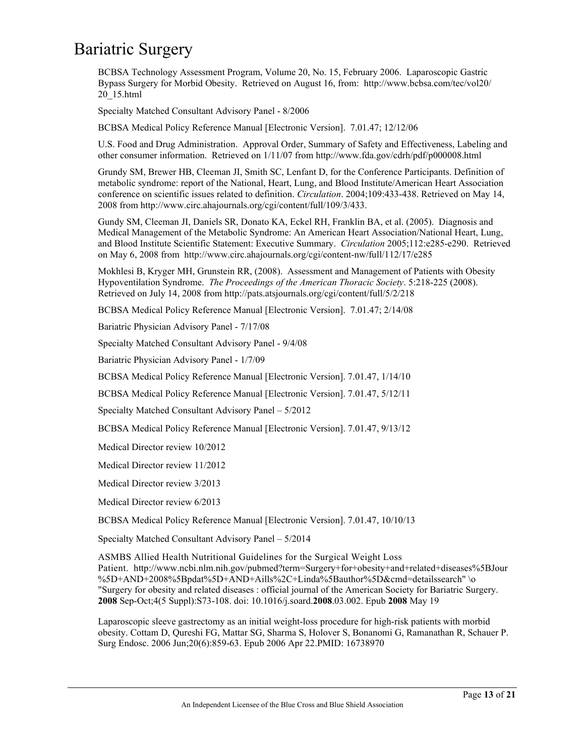# Bariatric Surgery

BCBSA Technology Assessment Program, Volume 20, No. 15, February 2006. Laparoscopic Gastric Bypass Surgery for Morbid Obesity. Retrieved on August 16, from: http://www.bcbsa.com/tec/vol20/20_15.html

Specialty Matched Consultant Advisory Panel - 8/2006

BCBSA Medical Policy Reference Manual [Electronic Version]. 7.01.47; 12/12/06

U.S. Food and Drug Administration. Approval Order, Summary of Safety and Effectiveness, Labeling and other consumer information. Retrieved on 1/11/07 from http://www.fda.gov/cdrh/pdf/p000008.html

Grundy SM, Brewer HB, Cleeman JI, Smith SC, Lenfant D, for the Conference Participants. Definition of metabolic syndrome: report of the National, Heart, Lung, and Blood Institute/American Heart Association conference on scientific issues related to definition. *Circulation*. 2004;109:433-438. Retrieved on May 14, 2008 from http://www.circ.ahajournals.org/cgi/content/full/109/3/433.

Gundy SM, Cleeman JI, Daniels SR, Donato KA, Eckel RH, Franklin BA, et al. (2005). Diagnosis and Medical Management of the Metabolic Syndrome: An American Heart Association/National Heart, Lung, and Blood Institute Scientific Statement: Executive Summary. *Circulation* 2005;112:e285-e290. Retrieved on May 6, 2008 from http://www.circ.ahajournals.org/cgi/content-nw/full/112/17/e285

Mokhlesi B, Kryger MH, Grunstein RR, (2008). Assessment and Management of Patients with Obesity Hypoventilation Syndrome. *The Proceedings of the American Thoracic Society*. 5:218-225 (2008). Retrieved on July 14, 2008 from http://pats.atsjournals.org/cgi/content/full/5/2/218

BCBSA Medical Policy Reference Manual [Electronic Version]. 7.01.47; 2/14/08

Bariatric Physician Advisory Panel - 7/17/08

Specialty Matched Consultant Advisory Panel - 9/4/08

Bariatric Physician Advisory Panel - 1/7/09

BCBSA Medical Policy Reference Manual [Electronic Version]. 7.01.47, 1/14/10

BCBSA Medical Policy Reference Manual [Electronic Version]. 7.01.47, 5/12/11

Specialty Matched Consultant Advisory Panel – 5/2012

BCBSA Medical Policy Reference Manual [Electronic Version]. 7.01.47, 9/13/12

Medical Director review 10/2012

Medical Director review 11/2012

Medical Director review 3/2013

Medical Director review 6/2013

BCBSA Medical Policy Reference Manual [Electronic Version]. 7.01.47, 10/10/13

Specialty Matched Consultant Advisory Panel – 5/2014

ASMBS Allied Health Nutritional Guidelines for the Surgical Weight Loss Patient. http://www.ncbi.nlm.nih.gov/pubmed?term=Surgery+for+obesity+and+related+diseases%5BJour%5D+AND+2008%5Bpdat%5D+AND+Aills%2C+Linda%5Bauthor%5D&cmd=detailssearch" \o "Surgery for obesity and related diseases : official journal of the American Society for Bariatric Surgery. **2008** Sep-Oct;4(5 Suppl):S73-108. doi: 10.1016/j.soard.**2008**.03.002. Epub **2008** May 19

Laparoscopic sleeve gastrectomy as an initial weight-loss procedure for high-risk patients with morbid obesity. Cottam D, Qureshi FG, Mattar SG, Sharma S, Holover S, Bonanomi G, Ramanathan R, Schauer P. Surg Endosc. 2006 Jun;20(6):859-63. Epub 2006 Apr 22.PMID: 16738970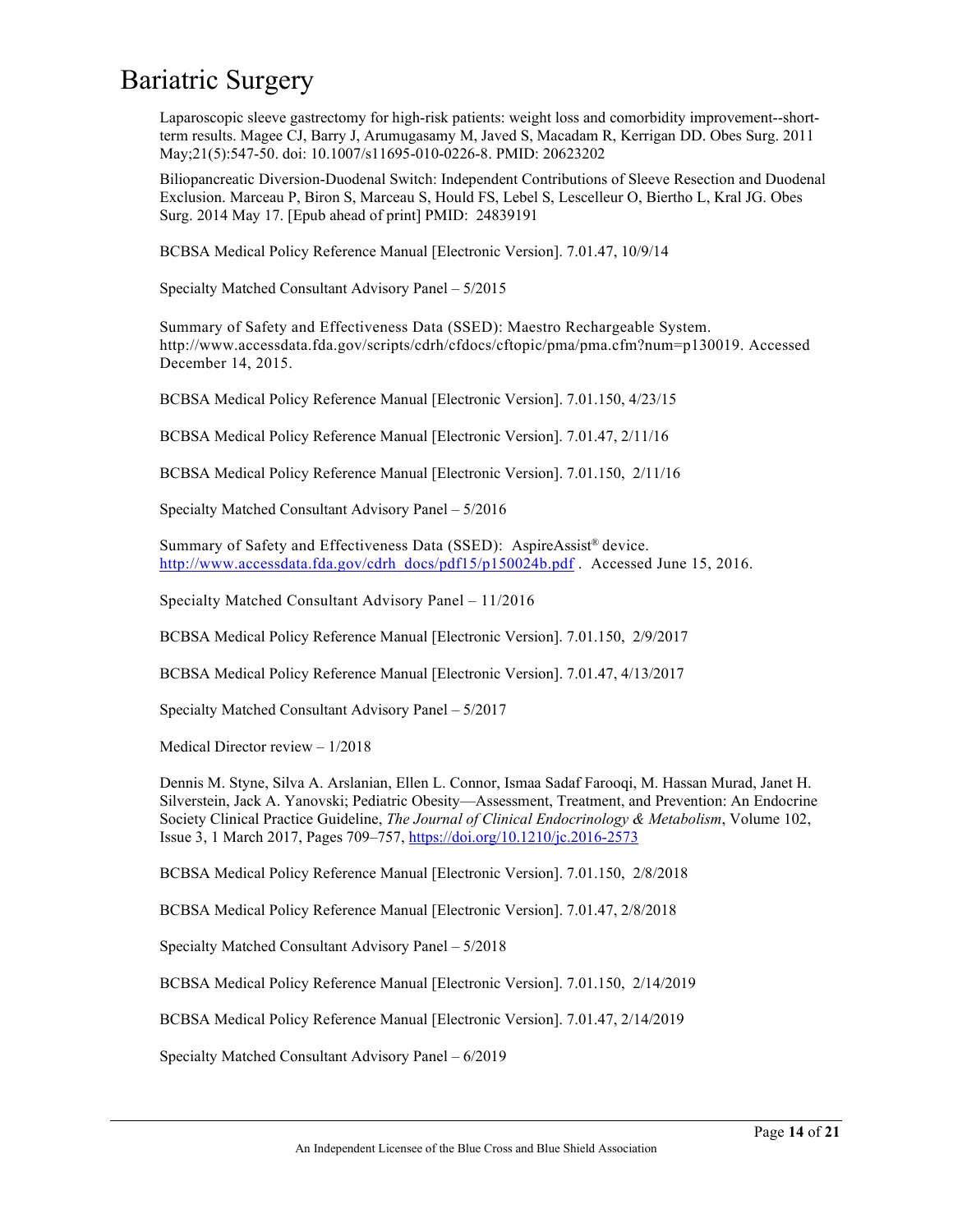# Bariatric Surgery

Laparoscopic sleeve gastrectomy for high-risk patients: weight loss and comorbidity improvement--short-term results. Magee CJ, Barry J, Arumugasamy M, Javed S, Macadam R, Kerrigan DD. Obes Surg. 2011 May;21(5):547-50. doi: 10.1007/s11695-010-0226-8. PMID: 20623202

Biliopancreatic Diversion-Duodenal Switch: Independent Contributions of Sleeve Resection and Duodenal Exclusion. Marceau P, Biron S, Marceau S, Hould FS, Lebel S, Lescelleur O, Biertho L, Kral JG. Obes Surg. 2014 May 17. [Epub ahead of print] PMID: 24839191

BCBSA Medical Policy Reference Manual [Electronic Version]. 7.01.47, 10/9/14

Specialty Matched Consultant Advisory Panel – 5/2015

Summary of Safety and Effectiveness Data (SSED): Maestro Rechargeable System. http://www.accessdata.fda.gov/scripts/cdrh/cfdocs/cftopic/pma/pma.cfm?num=p130019. Accessed December 14, 2015.

BCBSA Medical Policy Reference Manual [Electronic Version]. 7.01.150, 4/23/15

BCBSA Medical Policy Reference Manual [Electronic Version]. 7.01.47, 2/11/16

BCBSA Medical Policy Reference Manual [Electronic Version]. 7.01.150, 2/11/16

Specialty Matched Consultant Advisory Panel – 5/2016

Summary of Safety and Effectiveness Data (SSED): AspireAssist® device. http://www.accessdata.fda.gov/cdrh_docs/pdf15/p150024b.pdf . Accessed June 15, 2016.

Specialty Matched Consultant Advisory Panel – 11/2016

BCBSA Medical Policy Reference Manual [Electronic Version]. 7.01.150, 2/9/2017

BCBSA Medical Policy Reference Manual [Electronic Version]. 7.01.47, 4/13/2017

Specialty Matched Consultant Advisory Panel – 5/2017

Medical Director review – 1/2018

Dennis M. Styne, Silva A. Arslanian, Ellen L. Connor, Ismaa Sadaf Farooqi, M. Hassan Murad, Janet H. Silverstein, Jack A. Yanovski; Pediatric Obesity—Assessment, Treatment, and Prevention: An Endocrine Society Clinical Practice Guideline, *The Journal of Clinical Endocrinology & Metabolism*, Volume 102, Issue 3, 1 March 2017, Pages 709–757, https://doi.org/10.1210/jc.2016-2573

BCBSA Medical Policy Reference Manual [Electronic Version]. 7.01.150, 2/8/2018

BCBSA Medical Policy Reference Manual [Electronic Version]. 7.01.47, 2/8/2018

Specialty Matched Consultant Advisory Panel – 5/2018

BCBSA Medical Policy Reference Manual [Electronic Version]. 7.01.150, 2/14/2019

BCBSA Medical Policy Reference Manual [Electronic Version]. 7.01.47, 2/14/2019

Specialty Matched Consultant Advisory Panel – 6/2019

An Independent Licensee of the Blue Cross and Blue Shield Association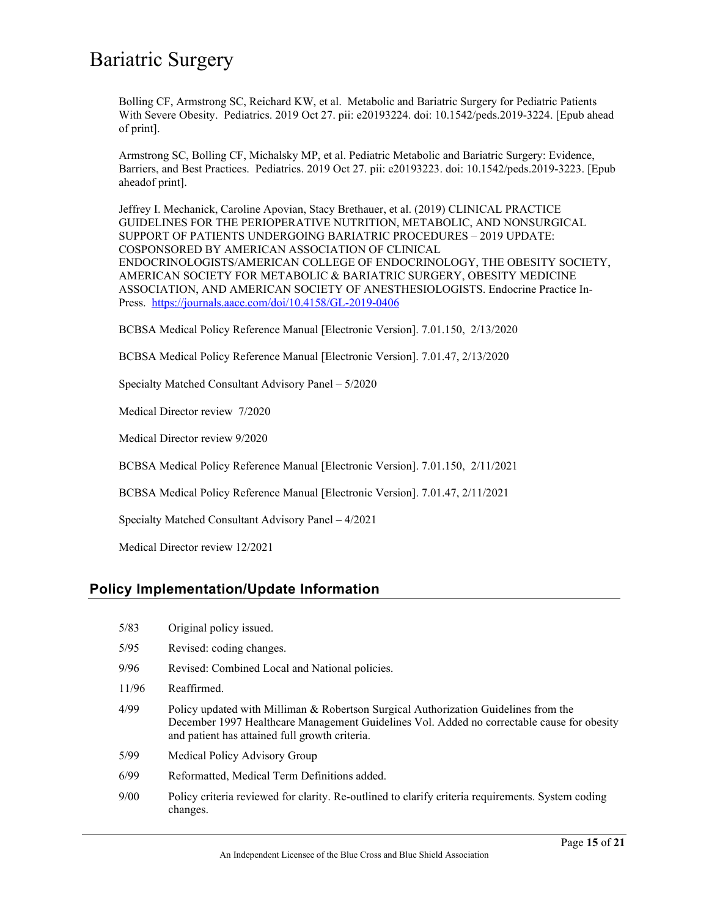Bolling CF, Armstrong SC, Reichard KW, et al. Metabolic and Bariatric Surgery for Pediatric Patients With Severe Obesity. Pediatrics. 2019 Oct 27. pii: e20193224. doi: 10.1542/peds.2019-3224. [Epub ahead of print].

Armstrong SC, Bolling CF, Michalsky MP, et al. Pediatric Metabolic and Bariatric Surgery: Evidence, Barriers, and Best Practices. Pediatrics. 2019 Oct 27. pii: e20193223. doi: 10.1542/peds.2019-3223. [Epub aheadof print].

Jeffrey I. Mechanick, Caroline Apovian, Stacy Brethauer, et al. (2019) CLINICAL PRACTICE GUIDELINES FOR THE PERIOPERATIVE NUTRITION, METABOLIC, AND NONSURGICAL SUPPORT OF PATIENTS UNDERGOING BARIATRIC PROCEDURES – 2019 UPDATE: COSPONSORED BY AMERICAN ASSOCIATION OF CLINICAL ENDOCRINOLOGISTS/AMERICAN COLLEGE OF ENDOCRINOLOGY, THE OBESITY SOCIETY, AMERICAN SOCIETY FOR METABOLIC & BARIATRIC SURGERY, OBESITY MEDICINE ASSOCIATION, AND AMERICAN SOCIETY OF ANESTHESIOLOGISTS. Endocrine Practice In-Press. https://journals.aace.com/doi/10.4158/GL-2019-0406

BCBSA Medical Policy Reference Manual [Electronic Version]. 7.01.150, 2/13/2020

BCBSA Medical Policy Reference Manual [Electronic Version]. 7.01.47, 2/13/2020

Specialty Matched Consultant Advisory Panel – 5/2020

Medical Director review 7/2020

Medical Director review 9/2020

BCBSA Medical Policy Reference Manual [Electronic Version]. 7.01.150, 2/11/2021

BCBSA Medical Policy Reference Manual [Electronic Version]. 7.01.47, 2/11/2021

Specialty Matched Consultant Advisory Panel – 4/2021

Medical Director review 12/2021

## Policy Implementation/Update Information

| | |
|---|---|
| 5/83 | Original policy issued. |
| 5/95 | Revised: coding changes. |
| 9/96 | Revised: Combined Local and National policies. |
| 11/96 | Reaffirmed. |
| 4/99 | Policy updated with Milliman & Robertson Surgical Authorization Guidelines from the December 1997 Healthcare Management Guidelines Vol. Added no correctable cause for obesity and patient has attained full growth criteria. |
| 5/99 | Medical Policy Advisory Group |
| 6/99 | Reformatted, Medical Term Definitions added. |
| 9/00 | Policy criteria reviewed for clarity. Re-outlined to clarify criteria requirements. System coding changes. |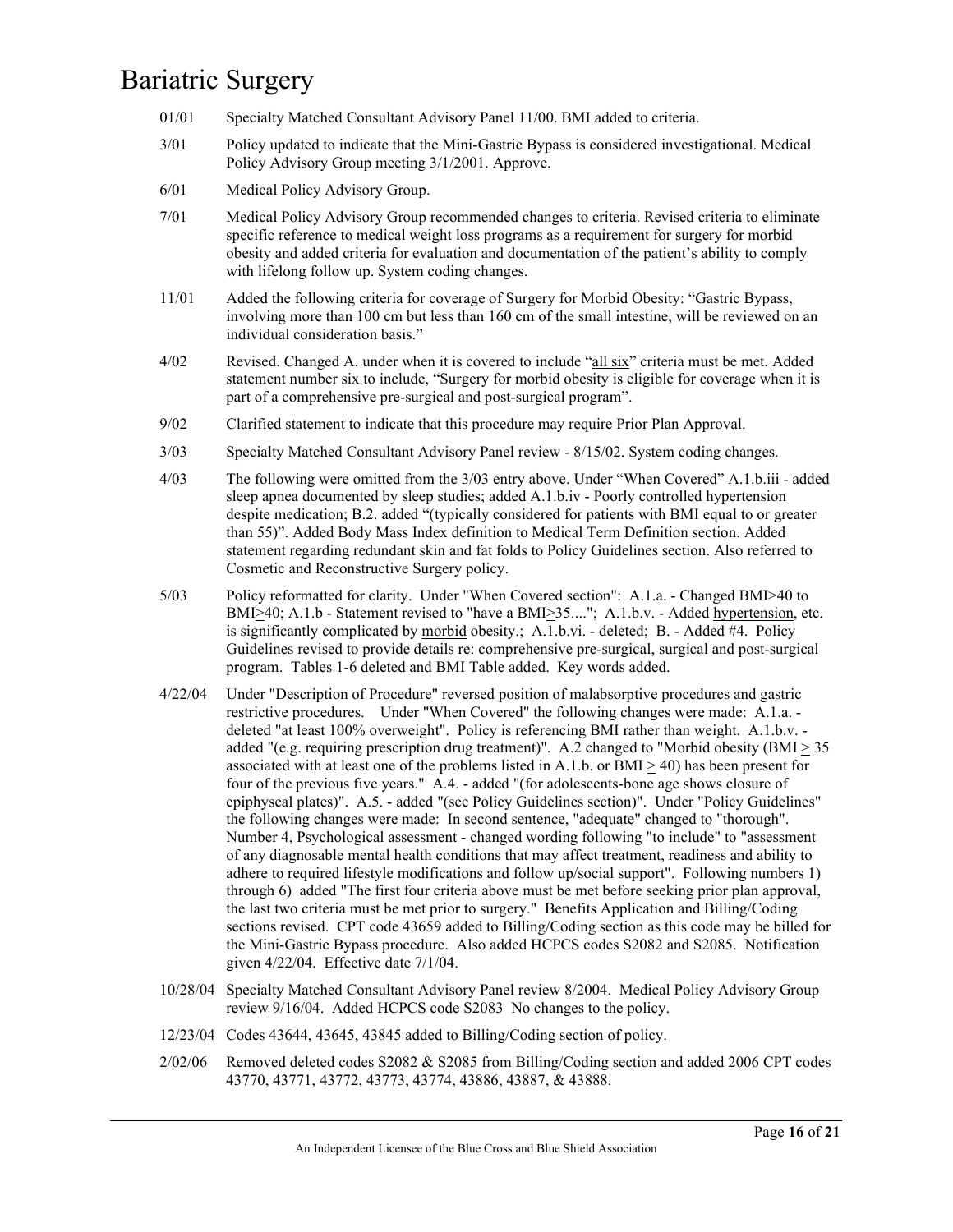# Bariatric Surgery

01/01 Specialty Matched Consultant Advisory Panel 11/00. BMI added to criteria.

3/01 Policy updated to indicate that the Mini-Gastric Bypass is considered investigational. Medical Policy Advisory Group meeting 3/1/2001. Approve.

6/01 Medical Policy Advisory Group.

7/01 Medical Policy Advisory Group recommended changes to criteria. Revised criteria to eliminate specific reference to medical weight loss programs as a requirement for surgery for morbid obesity and added criteria for evaluation and documentation of the patient's ability to comply with lifelong follow up. System coding changes.

11/01 Added the following criteria for coverage of Surgery for Morbid Obesity: "Gastric Bypass, involving more than 100 cm but less than 160 cm of the small intestine, will be reviewed on an individual consideration basis."

4/02 Revised. Changed A. under when it is covered to include "all six" criteria must be met. Added statement number six to include, "Surgery for morbid obesity is eligible for coverage when it is part of a comprehensive pre-surgical and post-surgical program".

9/02 Clarified statement to indicate that this procedure may require Prior Plan Approval.

3/03 Specialty Matched Consultant Advisory Panel review - 8/15/02. System coding changes.

4/03 The following were omitted from the 3/03 entry above. Under "When Covered" A.1.b.iii - added sleep apnea documented by sleep studies; added A.1.b.iv - Poorly controlled hypertension despite medication; B.2. added "(typically considered for patients with BMI equal to or greater than 55)". Added Body Mass Index definition to Medical Term Definition section. Added statement regarding redundant skin and fat folds to Policy Guidelines section. Also referred to Cosmetic and Reconstructive Surgery policy.

5/03 Policy reformatted for clarity. Under "When Covered section": A.1.a. - Changed BMI>40 to BMI≥40; A.1.b - Statement revised to "have a BMI≥35...."; A.1.b.v. - Added hypertension, etc. is significantly complicated by morbid obesity.; A.1.b.vi. - deleted; B. - Added #4. Policy Guidelines revised to provide details re: comprehensive pre-surgical, surgical and post-surgical program. Tables 1-6 deleted and BMI Table added. Key words added.

4/22/04 Under "Description of Procedure" reversed position of malabsorptive procedures and gastric restrictive procedures. Under "When Covered" the following changes were made: A.1.a. - deleted "at least 100% overweight". Policy is referencing BMI rather than weight. A.1.b.v. - added "(e.g. requiring prescription drug treatment)". A.2 changed to "Morbid obesity (BMI ≥ 35 associated with at least one of the problems listed in A.1.b. or BMI ≥ 40) has been present for four of the previous five years." A.4. - added "(for adolescents-bone age shows closure of epiphyseal plates)". A.5. - added "(see Policy Guidelines section)". Under "Policy Guidelines" the following changes were made: In second sentence, "adequate" changed to "thorough". Number 4, Psychological assessment - changed wording following "to include" to "assessment of any diagnosable mental health conditions that may affect treatment, readiness and ability to adhere to required lifestyle modifications and follow up/social support". Following numbers 1) through 6) added "The first four criteria above must be met before seeking prior plan approval, the last two criteria must be met prior to surgery." Benefits Application and Billing/Coding sections revised. CPT code 43659 added to Billing/Coding section as this code may be billed for the Mini-Gastric Bypass procedure. Also added HCPCS codes S2082 and S2085. Notification given 4/22/04. Effective date 7/1/04.

10/28/04 Specialty Matched Consultant Advisory Panel review 8/2004. Medical Policy Advisory Group review 9/16/04. Added HCPCS code S2083 No changes to the policy.

12/23/04 Codes 43644, 43645, 43845 added to Billing/Coding section of policy.

2/02/06 Removed deleted codes S2082 & S2085 from Billing/Coding section and added 2006 CPT codes 43770, 43771, 43772, 43773, 43774, 43886, 43887, & 43888.

An Independent Licensee of the Blue Cross and Blue Shield Association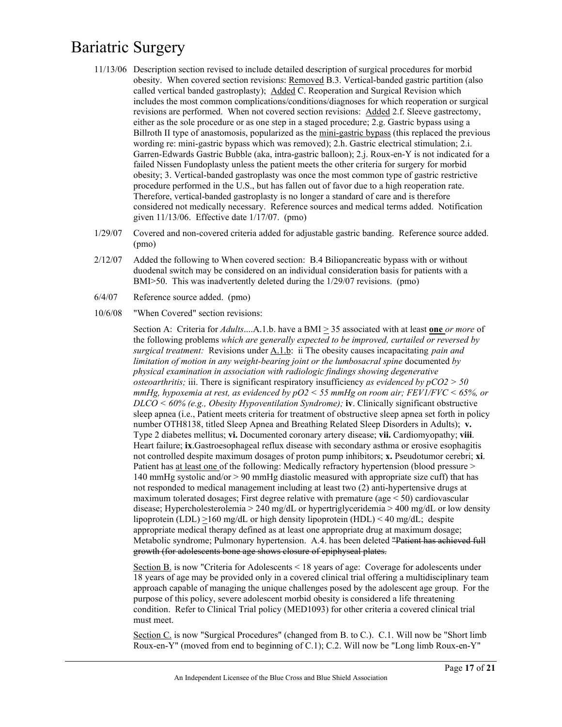# Bariatric Surgery

11/13/06 Description section revised to include detailed description of surgical procedures for morbid obesity. When covered section revisions: Removed B.3. Vertical-banded gastric partition (also called vertical banded gastroplasty); Added C. Reoperation and Surgical Revision which includes the most common complications/conditions/diagnoses for which reoperation or surgical revisions are performed. When not covered section revisions: Added 2.f. Sleeve gastrectomy, either as the sole procedure or as one step in a staged procedure; 2.g. Gastric bypass using a Billroth II type of anastomosis, popularized as the mini-gastric bypass (this replaced the previous wording re: mini-gastric bypass which was removed); 2.h. Gastric electrical stimulation; 2.i. Garren-Edwards Gastric Bubble (aka, intra-gastric balloon); 2.j. Roux-en-Y is not indicated for a failed Nissen Fundoplasty unless the patient meets the other criteria for surgery for morbid obesity; 3. Vertical-banded gastroplasty was once the most common type of gastric restrictive procedure performed in the U.S., but has fallen out of favor due to a high reoperation rate. Therefore, vertical-banded gastroplasty is no longer a standard of care and is therefore considered not medically necessary. Reference sources and medical terms added. Notification given 11/13/06. Effective date 1/17/07. (pmo)

1/29/07 Covered and non-covered criteria added for adjustable gastric banding. Reference source added. (pmo)

2/12/07 Added the following to When covered section: B.4 Biliopancreatic bypass with or without duodenal switch may be considered on an individual consideration basis for patients with a BMI>50. This was inadvertently deleted during the 1/29/07 revisions. (pmo)

6/4/07 Reference source added. (pmo)

10/6/08 "When Covered" section revisions:

Section A: Criteria for *Adults*....A.1.b. have a BMI ≥ 35 associated with at least **one** *or more* of the following problems *which are generally expected to be improved, curtailed or reversed by surgical treatment:* Revisions under A.1.b: ii The obesity causes incapacitating *pain and limitation of motion in any weight-bearing joint or the lumbosacral spine* documented *by physical examination in association with radiologic findings showing degenerative osteoarthritis;* iii. There is significant respiratory insufficiency *as evidenced by pCO2 > 50 mmHg, hypoxemia at rest, as evidenced by pO2 < 55 mmHg on room air; FEV1/FVC < 65%, or DLCO < 60% (e.g., Obesity Hypoventilation Syndrome);* **iv**. Clinically significant obstructive sleep apnea (i.e., Patient meets criteria for treatment of obstructive sleep apnea set forth in policy number OTH8138, titled Sleep Apnea and Breathing Related Sleep Disorders in Adults); **v.** Type 2 diabetes mellitus; **vi.** Documented coronary artery disease; **vii.** Cardiomyopathy; **viii**. Heart failure; **ix**.Gastroesophageal reflux disease with secondary asthma or erosive esophagitis not controlled despite maximum dosages of proton pump inhibitors; **x.** Pseudotumor cerebri; **xi**. Patient has at least one of the following: Medically refractory hypertension (blood pressure > 140 mmHg systolic and/or > 90 mmHg diastolic measured with appropriate size cuff) that has not responded to medical management including at least two (2) anti-hypertensive drugs at maximum tolerated dosages; First degree relative with premature (age < 50) cardiovascular disease; Hypercholesterolemia > 240 mg/dL or hypertriglyceridemia > 400 mg/dL or low density lipoprotein (LDL) ≥160 mg/dL or high density lipoprotein (HDL) < 40 mg/dL; despite appropriate medical therapy defined as at least one appropriate drug at maximum dosage; Metabolic syndrome; Pulmonary hypertension. A.4. has been deleted ~~"Patient has achieved full growth (for adolescents bone age shows closure of epiphyseal plates.~~

Section B. is now "Criteria for Adolescents < 18 years of age: Coverage for adolescents under 18 years of age may be provided only in a covered clinical trial offering a multidisciplinary team approach capable of managing the unique challenges posed by the adolescent age group. For the purpose of this policy, severe adolescent morbid obesity is considered a life threatening condition. Refer to Clinical Trial policy (MED1093) for other criteria a covered clinical trial must meet.

Section C. is now "Surgical Procedures" (changed from B. to C.). C.1. Will now be "Short limb Roux-en-Y" (moved from end to beginning of C.1); C.2. Will now be "Long limb Roux-en-Y"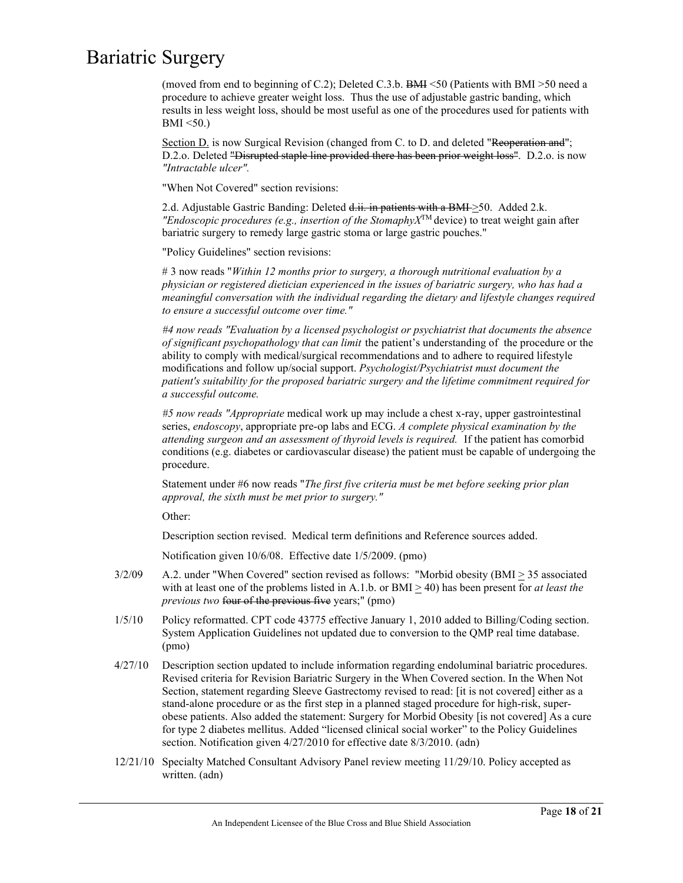(moved from end to beginning of C.2); Deleted C.3.b. ~~BMI~~ <50 (Patients with BMI >50 need a procedure to achieve greater weight loss. Thus the use of adjustable gastric banding, which results in less weight loss, should be most useful as one of the procedures used for patients with BMI <50.)

Section D. is now Surgical Revision (changed from C. to D. and deleted "~~Reoperation and~~"; D.2.o. Deleted ~~"Disrupted staple line provided there has been prior weight loss"~~. D.2.o. is now *"Intractable ulcer".*

"When Not Covered" section revisions:

2.d. Adjustable Gastric Banding: Deleted ~~d.ii. in patients with a BMI~~ >50. Added 2.k. *"Endoscopic procedures (e.g., insertion of the StomaphyX*™ device) to treat weight gain after bariatric surgery to remedy large gastric stoma or large gastric pouches."

"Policy Guidelines" section revisions:

# 3 now reads "*Within 12 months prior to surgery, a thorough nutritional evaluation by a physician or registered dietician experienced in the issues of bariatric surgery, who has had a meaningful conversation with the individual regarding the dietary and lifestyle changes required to ensure a successful outcome over time."*

*#4 now reads "Evaluation by a licensed psychologist or psychiatrist that documents the absence of significant psychopathology that can limit* the patient's understanding of the procedure or the ability to comply with medical/surgical recommendations and to adhere to required lifestyle modifications and follow up/social support. *Psychologist/Psychiatrist must document the patient's suitability for the proposed bariatric surgery and the lifetime commitment required for a successful outcome.*

*#5 now reads "Appropriate* medical work up may include a chest x-ray, upper gastrointestinal series, *endoscopy*, appropriate pre-op labs and ECG. *A complete physical examination by the attending surgeon and an assessment of thyroid levels is required.* If the patient has comorbid conditions (e.g. diabetes or cardiovascular disease) the patient must be capable of undergoing the procedure.

Statement under #6 now reads "*The first five criteria must be met before seeking prior plan approval, the sixth must be met prior to surgery."*

Other:

Description section revised. Medical term definitions and Reference sources added.

Notification given 10/6/08. Effective date 1/5/2009. (pmo)

3/2/09 A.2. under "When Covered" section revised as follows: "Morbid obesity (BMI ≥ 35 associated with at least one of the problems listed in A.1.b. or BMI ≥ 40) has been present for *at least the previous two* ~~four of the previous five~~ years;" (pmo)

1/5/10 Policy reformatted. CPT code 43775 effective January 1, 2010 added to Billing/Coding section. System Application Guidelines not updated due to conversion to the QMP real time database. (pmo)

4/27/10 Description section updated to include information regarding endoluminal bariatric procedures. Revised criteria for Revision Bariatric Surgery in the When Covered section. In the When Not Section, statement regarding Sleeve Gastrectomy revised to read: [it is not covered] either as a stand-alone procedure or as the first step in a planned staged procedure for high-risk, super-obese patients. Also added the statement: Surgery for Morbid Obesity [is not covered] As a cure for type 2 diabetes mellitus. Added "licensed clinical social worker" to the Policy Guidelines section. Notification given 4/27/2010 for effective date 8/3/2010. (adn)

12/21/10 Specialty Matched Consultant Advisory Panel review meeting 11/29/10. Policy accepted as written. (adn)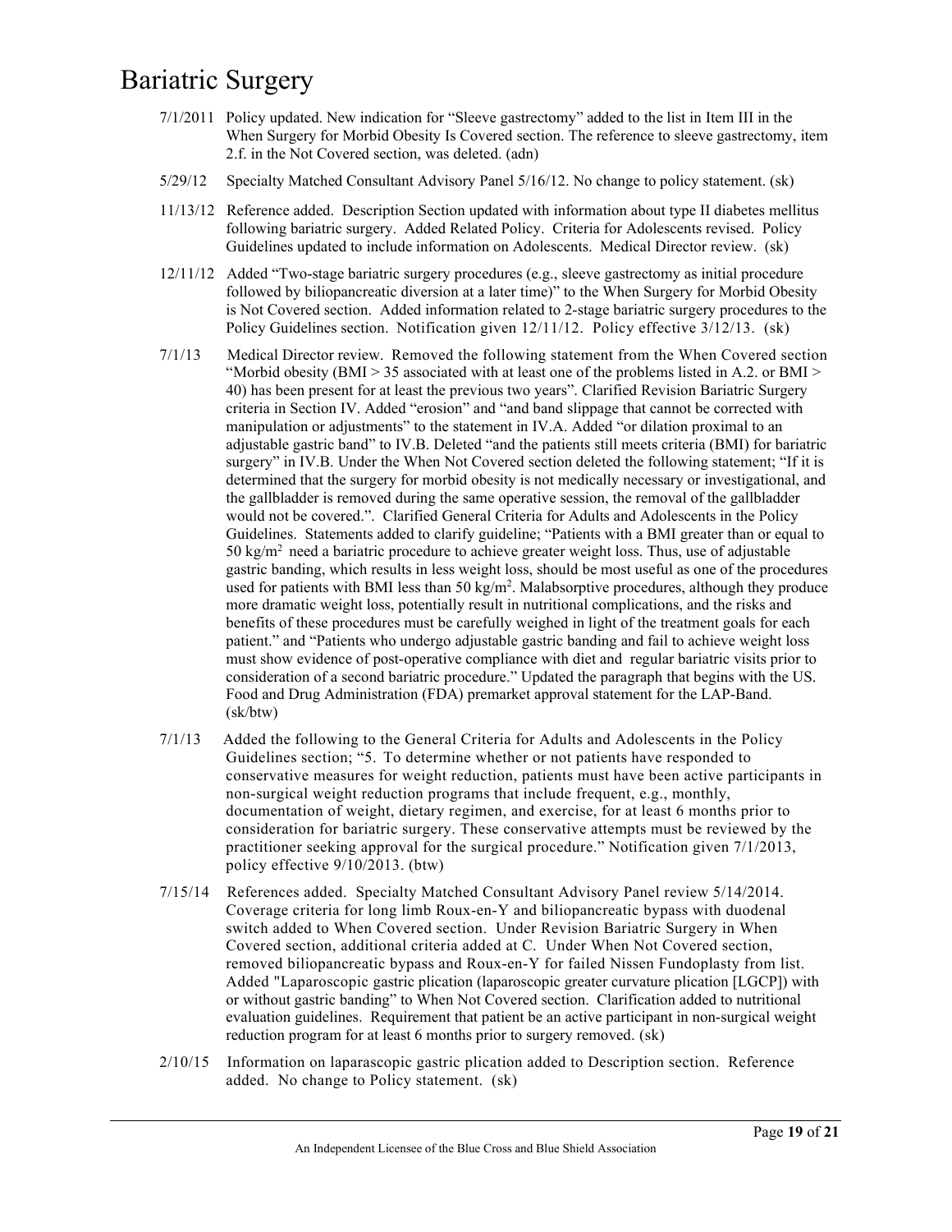# Bariatric Surgery

7/1/2011 Policy updated. New indication for "Sleeve gastrectomy" added to the list in Item III in the When Surgery for Morbid Obesity Is Covered section. The reference to sleeve gastrectomy, item 2.f. in the Not Covered section, was deleted. (adn)

5/29/12 Specialty Matched Consultant Advisory Panel 5/16/12. No change to policy statement. (sk)

11/13/12 Reference added. Description Section updated with information about type II diabetes mellitus following bariatric surgery. Added Related Policy. Criteria for Adolescents revised. Policy Guidelines updated to include information on Adolescents. Medical Director review. (sk)

12/11/12 Added "Two-stage bariatric surgery procedures (e.g., sleeve gastrectomy as initial procedure followed by biliopancreatic diversion at a later time)" to the When Surgery for Morbid Obesity is Not Covered section. Added information related to 2-stage bariatric surgery procedures to the Policy Guidelines section. Notification given 12/11/12. Policy effective 3/12/13. (sk)

7/1/13 Medical Director review. Removed the following statement from the When Covered section "Morbid obesity (BMI > 35 associated with at least one of the problems listed in A.2. or BMI > 40) has been present for at least the previous two years". Clarified Revision Bariatric Surgery criteria in Section IV. Added "erosion" and "and band slippage that cannot be corrected with manipulation or adjustments" to the statement in IV.A. Added "or dilation proximal to an adjustable gastric band" to IV.B. Deleted "and the patients still meets criteria (BMI) for bariatric surgery" in IV.B. Under the When Not Covered section deleted the following statement; "If it is determined that the surgery for morbid obesity is not medically necessary or investigational, and the gallbladder is removed during the same operative session, the removal of the gallbladder would not be covered.". Clarified General Criteria for Adults and Adolescents in the Policy Guidelines. Statements added to clarify guideline; "Patients with a BMI greater than or equal to 50 kg/m$^2$ need a bariatric procedure to achieve greater weight loss. Thus, use of adjustable gastric banding, which results in less weight loss, should be most useful as one of the procedures used for patients with BMI less than 50 kg/m$^2$. Malabsorptive procedures, although they produce more dramatic weight loss, potentially result in nutritional complications, and the risks and benefits of these procedures must be carefully weighed in light of the treatment goals for each patient." and "Patients who undergo adjustable gastric banding and fail to achieve weight loss must show evidence of post-operative compliance with diet and regular bariatric visits prior to consideration of a second bariatric procedure." Updated the paragraph that begins with the US. Food and Drug Administration (FDA) premarket approval statement for the LAP-Band. (sk/btw)

7/1/13 Added the following to the General Criteria for Adults and Adolescents in the Policy Guidelines section; "5. To determine whether or not patients have responded to conservative measures for weight reduction, patients must have been active participants in non-surgical weight reduction programs that include frequent, e.g., monthly, documentation of weight, dietary regimen, and exercise, for at least 6 months prior to consideration for bariatric surgery. These conservative attempts must be reviewed by the practitioner seeking approval for the surgical procedure." Notification given 7/1/2013, policy effective 9/10/2013. (btw)

7/15/14 References added. Specialty Matched Consultant Advisory Panel review 5/14/2014. Coverage criteria for long limb Roux-en-Y and biliopancreatic bypass with duodenal switch added to When Covered section. Under Revision Bariatric Surgery in When Covered section, additional criteria added at C. Under When Not Covered section, removed biliopancreatic bypass and Roux-en-Y for failed Nissen Fundoplasty from list. Added "Laparoscopic gastric plication (laparoscopic greater curvature plication [LGCP]) with or without gastric banding" to When Not Covered section. Clarification added to nutritional evaluation guidelines. Requirement that patient be an active participant in non-surgical weight reduction program for at least 6 months prior to surgery removed. (sk)

2/10/15 Information on laparascopic gastric plication added to Description section. Reference added. No change to Policy statement. (sk)

An Independent Licensee of the Blue Cross and Blue Shield Association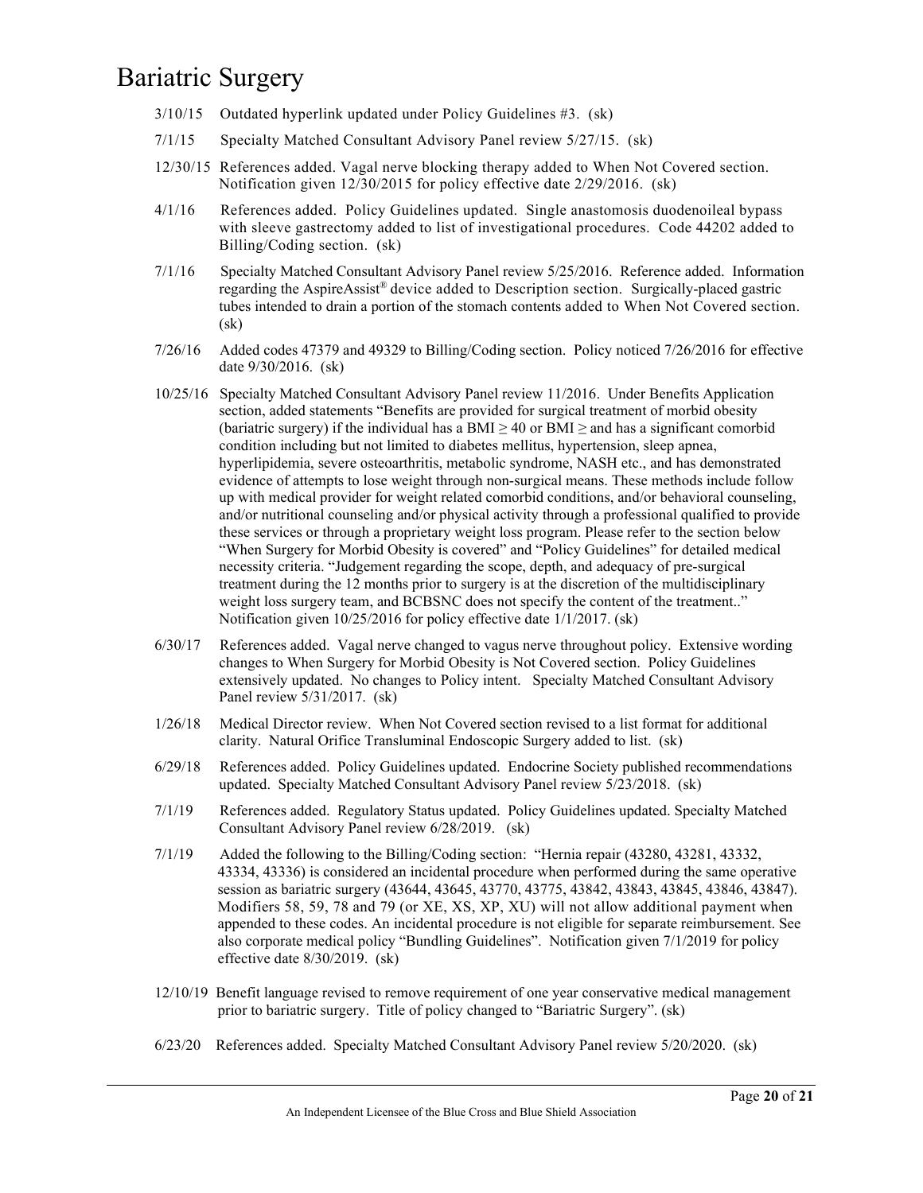# Bariatric Surgery

3/10/15 Outdated hyperlink updated under Policy Guidelines #3. (sk)

7/1/15 Specialty Matched Consultant Advisory Panel review 5/27/15. (sk)

12/30/15 References added. Vagal nerve blocking therapy added to When Not Covered section. Notification given 12/30/2015 for policy effective date 2/29/2016. (sk)

4/1/16 References added. Policy Guidelines updated. Single anastomosis duodenoileal bypass with sleeve gastrectomy added to list of investigational procedures. Code 44202 added to Billing/Coding section. (sk)

7/1/16 Specialty Matched Consultant Advisory Panel review 5/25/2016. Reference added. Information regarding the AspireAssist® device added to Description section. Surgically-placed gastric tubes intended to drain a portion of the stomach contents added to When Not Covered section. (sk)

7/26/16 Added codes 47379 and 49329 to Billing/Coding section. Policy noticed 7/26/2016 for effective date 9/30/2016. (sk)

10/25/16 Specialty Matched Consultant Advisory Panel review 11/2016. Under Benefits Application section, added statements "Benefits are provided for surgical treatment of morbid obesity (bariatric surgery) if the individual has a BMI ≥ 40 or BMI ≥ and has a significant comorbid condition including but not limited to diabetes mellitus, hypertension, sleep apnea, hyperlipidemia, severe osteoarthritis, metabolic syndrome, NASH etc., and has demonstrated evidence of attempts to lose weight through non-surgical means. These methods include follow up with medical provider for weight related comorbid conditions, and/or behavioral counseling, and/or nutritional counseling and/or physical activity through a professional qualified to provide these services or through a proprietary weight loss program. Please refer to the section below "When Surgery for Morbid Obesity is covered" and "Policy Guidelines" for detailed medical necessity criteria. "Judgement regarding the scope, depth, and adequacy of pre-surgical treatment during the 12 months prior to surgery is at the discretion of the multidisciplinary weight loss surgery team, and BCBSNC does not specify the content of the treatment.." Notification given 10/25/2016 for policy effective date 1/1/2017. (sk)

6/30/17 References added. Vagal nerve changed to vagus nerve throughout policy. Extensive wording changes to When Surgery for Morbid Obesity is Not Covered section. Policy Guidelines extensively updated. No changes to Policy intent. Specialty Matched Consultant Advisory Panel review 5/31/2017. (sk)

1/26/18 Medical Director review. When Not Covered section revised to a list format for additional clarity. Natural Orifice Transluminal Endoscopic Surgery added to list. (sk)

6/29/18 References added. Policy Guidelines updated. Endocrine Society published recommendations updated. Specialty Matched Consultant Advisory Panel review 5/23/2018. (sk)

7/1/19 References added. Regulatory Status updated. Policy Guidelines updated. Specialty Matched Consultant Advisory Panel review 6/28/2019. (sk)

7/1/19 Added the following to the Billing/Coding section: "Hernia repair (43280, 43281, 43332, 43334, 43336) is considered an incidental procedure when performed during the same operative session as bariatric surgery (43644, 43645, 43770, 43775, 43842, 43843, 43845, 43846, 43847). Modifiers 58, 59, 78 and 79 (or XE, XS, XP, XU) will not allow additional payment when appended to these codes. An incidental procedure is not eligible for separate reimbursement. See also corporate medical policy "Bundling Guidelines". Notification given 7/1/2019 for policy effective date 8/30/2019. (sk)

12/10/19 Benefit language revised to remove requirement of one year conservative medical management prior to bariatric surgery. Title of policy changed to "Bariatric Surgery". (sk)

6/23/20 References added. Specialty Matched Consultant Advisory Panel review 5/20/2020. (sk)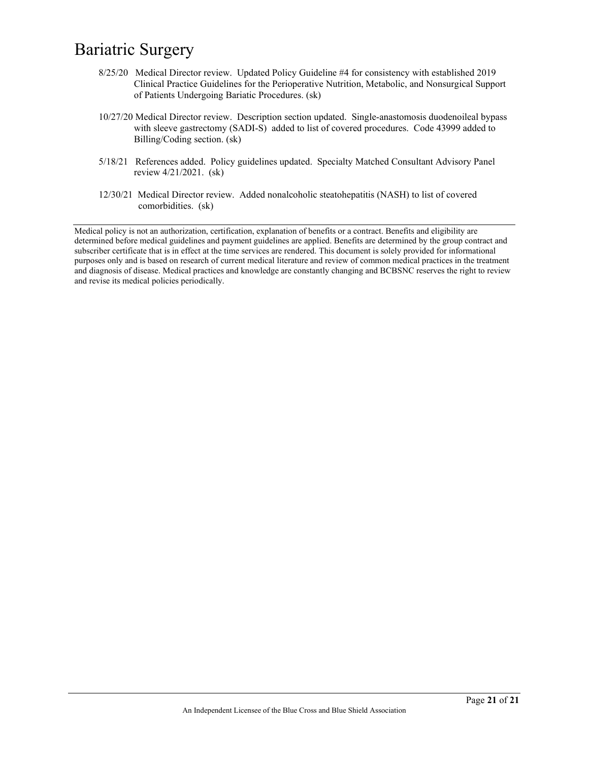8/25/20 Medical Director review. Updated Policy Guideline #4 for consistency with established 2019 Clinical Practice Guidelines for the Perioperative Nutrition, Metabolic, and Nonsurgical Support of Patients Undergoing Bariatric Procedures. (sk)

10/27/20 Medical Director review. Description section updated. Single-anastomosis duodenoileal bypass with sleeve gastrectomy (SADI-S) added to list of covered procedures. Code 43999 added to Billing/Coding section. (sk)

5/18/21 References added. Policy guidelines updated. Specialty Matched Consultant Advisory Panel review 4/21/2021. (sk)

12/30/21 Medical Director review. Added nonalcoholic steatohepatitis (NASH) to list of covered comorbidities. (sk)

---

Medical policy is not an authorization, certification, explanation of benefits or a contract. Benefits and eligibility are determined before medical guidelines and payment guidelines are applied. Benefits are determined by the group contract and subscriber certificate that is in effect at the time services are rendered. This document is solely provided for informational purposes only and is based on research of current medical literature and review of common medical practices in the treatment and diagnosis of disease. Medical practices and knowledge are constantly changing and BCBSNC reserves the right to review and revise its medical policies periodically.